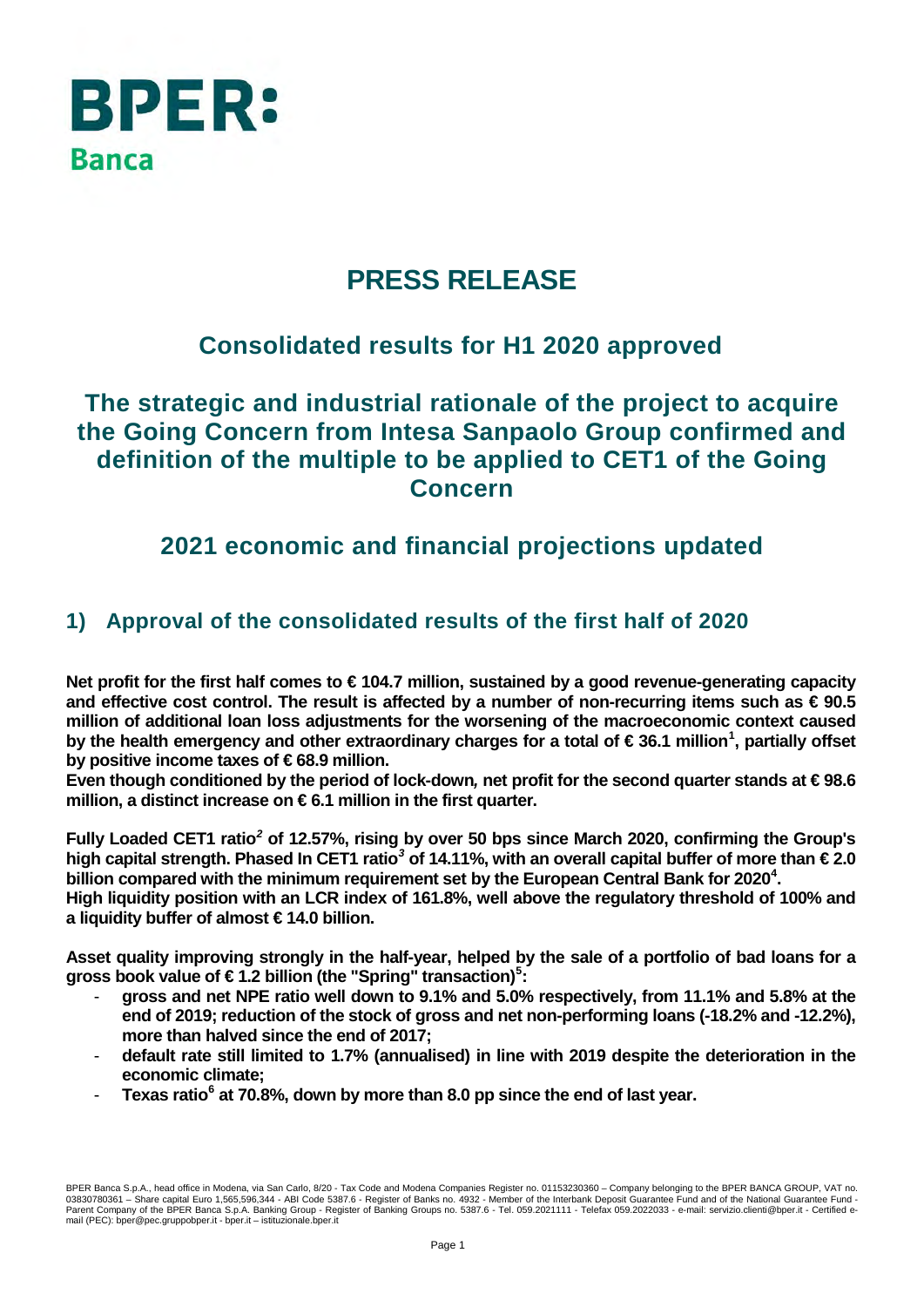BPER:
Banca

# PRESS RELEASE

## Consolidated results for H1 2020 approved

## The strategic and industrial rationale of the project to acquire the Going Concern from Intesa Sanpaolo Group confirmed and definition of the multiple to be applied to CET1 of the Going Concern

## 2021 economic and financial projections updated

## 1) Approval of the consolidated results of the first half of 2020

**Net profit for the first half comes to € 104.7 million, sustained by a good revenue-generating capacity and effective cost control. The result is affected by a number of non-recurring items such as € 90.5 million of additional loan loss adjustments for the worsening of the macroeconomic context caused by the health emergency and other extraordinary charges for a total of € 36.1 million[1], partially offset by positive income taxes of € 68.9 million.**
**Even though conditioned by the period of lock-down, net profit for the second quarter stands at € 98.6 million, a distinct increase on € 6.1 million in the first quarter.**

**Fully Loaded CET1 ratio[2] of 12.57%, rising by over 50 bps since March 2020, confirming the Group's high capital strength. Phased In CET1 ratio[3] of 14.11%, with an overall capital buffer of more than € 2.0 billion compared with the minimum requirement set by the European Central Bank for 2020[4].**
**High liquidity position with an LCR index of 161.8%, well above the regulatory threshold of 100% and a liquidity buffer of almost € 14.0 billion.**

**Asset quality improving strongly in the half-year, helped by the sale of a portfolio of bad loans for a gross book value of € 1.2 billion (the "Spring" transaction)[5]:**

- **gross and net NPE ratio well down to 9.1% and 5.0% respectively, from 11.1% and 5.8% at the end of 2019; reduction of the stock of gross and net non-performing loans (-18.2% and -12.2%), more than halved since the end of 2017;**
- **default rate still limited to 1.7% (annualised) in line with 2019 despite the deterioration in the economic climate;**
- **Texas ratio[6] at 70.8%, down by more than 8.0 pp since the end of last year.**

BPER Banca S.p.A., head office in Modena, via San Carlo, 8/20 - Tax Code and Modena Companies Register no. 01153230360 – Company belonging to the BPER BANCA GROUP, VAT no. 03830780361 – Share capital Euro 1,565,596,344 - ABI Code 5387.6 - Register of Banks no. 4932 - Member of the Interbank Deposit Guarantee Fund and of the National Guarantee Fund - Parent Company of the BPER Banca S.p.A. Banking Group - Register of Banking Groups no. 5387.6 - Tel. 059.2021111 - Telefax 059.2022033 - e-mail: servizio.clienti@bper.it - Certified e-mail (PEC): bper@pec.gruppobper.it - bper.it – istituzionale.bper.it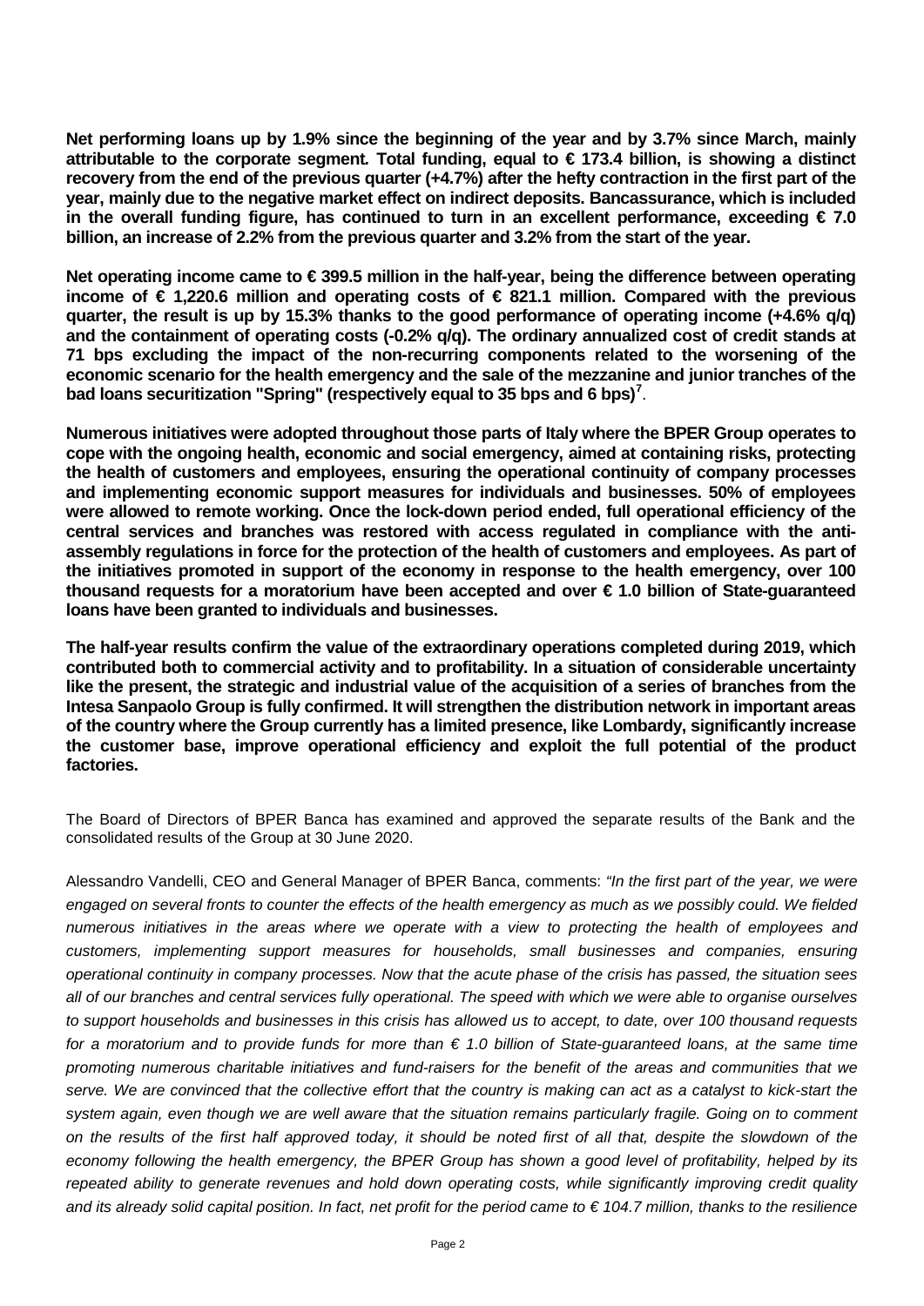**Net performing loans up by 1.9% since the beginning of the year and by 3.7% since March, mainly attributable to the corporate segment. Total funding, equal to € 173.4 billion, is showing a distinct recovery from the end of the previous quarter (+4.7%) after the hefty contraction in the first part of the year, mainly due to the negative market effect on indirect deposits. Bancassurance, which is included in the overall funding figure, has continued to turn in an excellent performance, exceeding € 7.0 billion, an increase of 2.2% from the previous quarter and 3.2% from the start of the year.**

**Net operating income came to € 399.5 million in the half-year, being the difference between operating income of € 1,220.6 million and operating costs of € 821.1 million. Compared with the previous quarter, the result is up by 15.3% thanks to the good performance of operating income (+4.6% q/q) and the containment of operating costs (-0.2% q/q). The ordinary annualized cost of credit stands at 71 bps excluding the impact of the non-recurring components related to the worsening of the economic scenario for the health emergency and the sale of the mezzanine and junior tranches of the bad loans securitization "Spring" (respectively equal to 35 bps and 6 bps)**[7].

**Numerous initiatives were adopted throughout those parts of Italy where the BPER Group operates to cope with the ongoing health, economic and social emergency, aimed at containing risks, protecting the health of customers and employees, ensuring the operational continuity of company processes and implementing economic support measures for individuals and businesses. 50% of employees were allowed to remote working. Once the lock-down period ended, full operational efficiency of the central services and branches was restored with access regulated in compliance with the anti-assembly regulations in force for the protection of the health of customers and employees. As part of the initiatives promoted in support of the economy in response to the health emergency, over 100 thousand requests for a moratorium have been accepted and over € 1.0 billion of State-guaranteed loans have been granted to individuals and businesses.**

**The half-year results confirm the value of the extraordinary operations completed during 2019, which contributed both to commercial activity and to profitability. In a situation of considerable uncertainty like the present, the strategic and industrial value of the acquisition of a series of branches from the Intesa Sanpaolo Group is fully confirmed. It will strengthen the distribution network in important areas of the country where the Group currently has a limited presence, like Lombardy, significantly increase the customer base, improve operational efficiency and exploit the full potential of the product factories.**

The Board of Directors of BPER Banca has examined and approved the separate results of the Bank and the consolidated results of the Group at 30 June 2020.

Alessandro Vandelli, CEO and General Manager of BPER Banca, comments: *"In the first part of the year, we were engaged on several fronts to counter the effects of the health emergency as much as we possibly could. We fielded numerous initiatives in the areas where we operate with a view to protecting the health of employees and customers, implementing support measures for households, small businesses and companies, ensuring operational continuity in company processes. Now that the acute phase of the crisis has passed, the situation sees all of our branches and central services fully operational. The speed with which we were able to organise ourselves to support households and businesses in this crisis has allowed us to accept, to date, over 100 thousand requests for a moratorium and to provide funds for more than € 1.0 billion of State-guaranteed loans, at the same time promoting numerous charitable initiatives and fund-raisers for the benefit of the areas and communities that we serve. We are convinced that the collective effort that the country is making can act as a catalyst to kick-start the system again, even though we are well aware that the situation remains particularly fragile. Going on to comment on the results of the first half approved today, it should be noted first of all that, despite the slowdown of the economy following the health emergency, the BPER Group has shown a good level of profitability, helped by its repeated ability to generate revenues and hold down operating costs, while significantly improving credit quality and its already solid capital position. In fact, net profit for the period came to € 104.7 million, thanks to the resilience*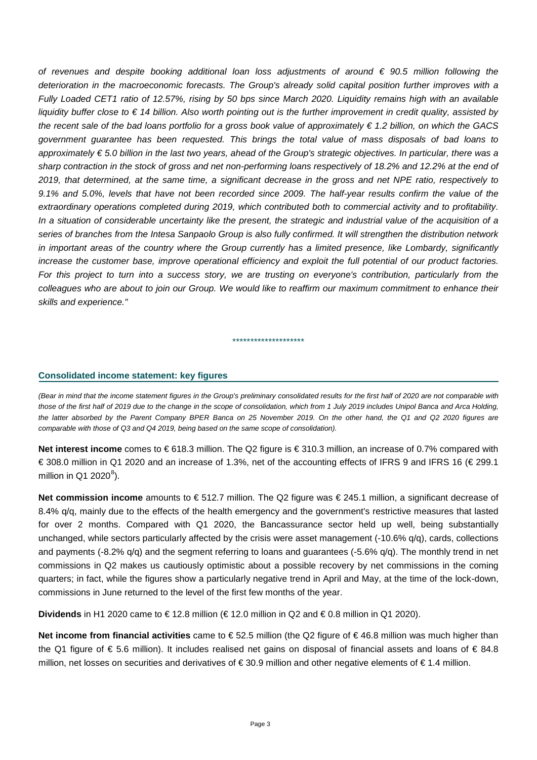*of revenues and despite booking additional loan loss adjustments of around € 90.5 million following the deterioration in the macroeconomic forecasts. The Group's already solid capital position further improves with a Fully Loaded CET1 ratio of 12.57%, rising by 50 bps since March 2020. Liquidity remains high with an available liquidity buffer close to € 14 billion. Also worth pointing out is the further improvement in credit quality, assisted by the recent sale of the bad loans portfolio for a gross book value of approximately € 1.2 billion, on which the GACS government guarantee has been requested. This brings the total value of mass disposals of bad loans to approximately € 5.0 billion in the last two years, ahead of the Group's strategic objectives. In particular, there was a sharp contraction in the stock of gross and net non-performing loans respectively of 18.2% and 12.2% at the end of 2019, that determined, at the same time, a significant decrease in the gross and net NPE ratio, respectively to 9.1% and 5.0%, levels that have not been recorded since 2009. The half-year results confirm the value of the extraordinary operations completed during 2019, which contributed both to commercial activity and to profitability. In a situation of considerable uncertainty like the present, the strategic and industrial value of the acquisition of a series of branches from the Intesa Sanpaolo Group is also fully confirmed. It will strengthen the distribution network in important areas of the country where the Group currently has a limited presence, like Lombardy, significantly increase the customer base, improve operational efficiency and exploit the full potential of our product factories. For this project to turn into a success story, we are trusting on everyone's contribution, particularly from the colleagues who are about to join our Group. We would like to reaffirm our maximum commitment to enhance their skills and experience."*

********************

## Consolidated income statement: key figures

*(Bear in mind that the income statement figures in the Group's preliminary consolidated results for the first half of 2020 are not comparable with those of the first half of 2019 due to the change in the scope of consolidation, which from 1 July 2019 includes Unipol Banca and Arca Holding, the latter absorbed by the Parent Company BPER Banca on 25 November 2019. On the other hand, the Q1 and Q2 2020 figures are comparable with those of Q3 and Q4 2019, being based on the same scope of consolidation).*

**Net interest income** comes to € 618.3 million. The Q2 figure is € 310.3 million, an increase of 0.7% compared with € 308.0 million in Q1 2020 and an increase of 1.3%, net of the accounting effects of IFRS 9 and IFRS 16 (€ 299.1 million in Q1 2020[8]).

**Net commission income** amounts to € 512.7 million. The Q2 figure was € 245.1 million, a significant decrease of 8.4% q/q, mainly due to the effects of the health emergency and the government's restrictive measures that lasted for over 2 months. Compared with Q1 2020, the Bancassurance sector held up well, being substantially unchanged, while sectors particularly affected by the crisis were asset management (-10.6% q/q), cards, collections and payments (-8.2% q/q) and the segment referring to loans and guarantees (-5.6% q/q). The monthly trend in net commissions in Q2 makes us cautiously optimistic about a possible recovery by net commissions in the coming quarters; in fact, while the figures show a particularly negative trend in April and May, at the time of the lock-down, commissions in June returned to the level of the first few months of the year.

**Dividends** in H1 2020 came to € 12.8 million (€ 12.0 million in Q2 and € 0.8 million in Q1 2020).

**Net income from financial activities** came to € 52.5 million (the Q2 figure of € 46.8 million was much higher than the Q1 figure of € 5.6 million). It includes realised net gains on disposal of financial assets and loans of € 84.8 million, net losses on securities and derivatives of € 30.9 million and other negative elements of € 1.4 million.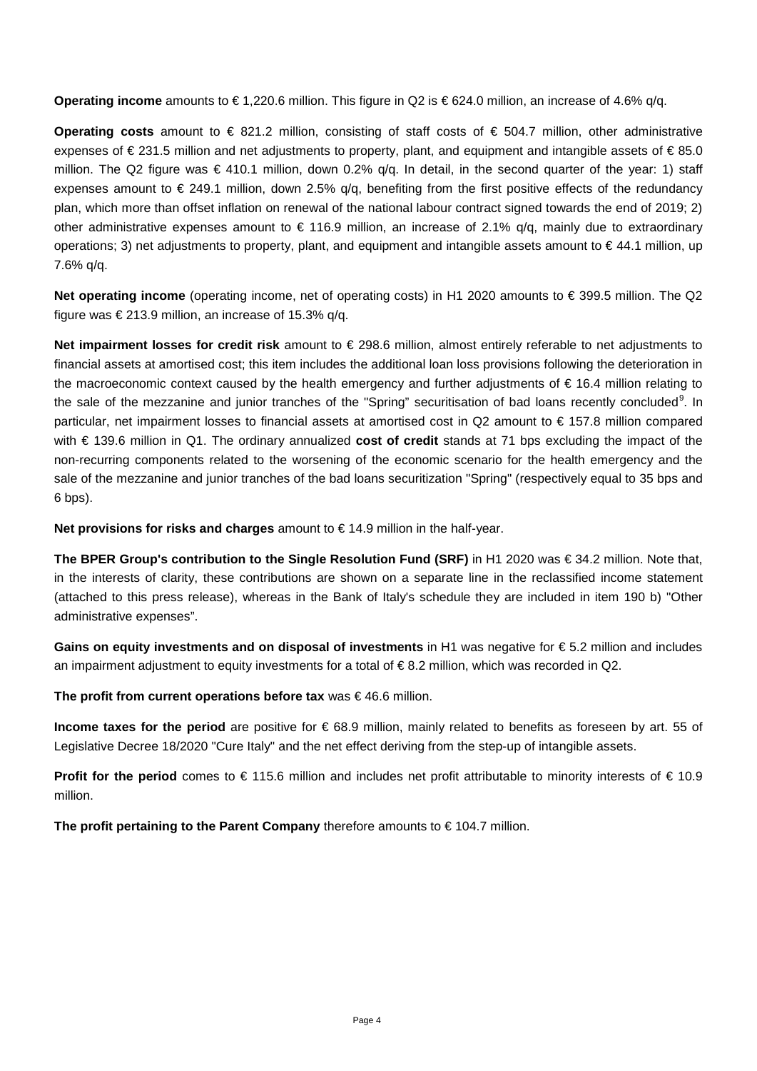**Operating income** amounts to € 1,220.6 million. This figure in Q2 is € 624.0 million, an increase of 4.6% q/q.

**Operating costs** amount to € 821.2 million, consisting of staff costs of € 504.7 million, other administrative expenses of € 231.5 million and net adjustments to property, plant, and equipment and intangible assets of € 85.0 million. The Q2 figure was € 410.1 million, down 0.2% q/q. In detail, in the second quarter of the year: 1) staff expenses amount to € 249.1 million, down 2.5% q/q, benefiting from the first positive effects of the redundancy plan, which more than offset inflation on renewal of the national labour contract signed towards the end of 2019; 2) other administrative expenses amount to € 116.9 million, an increase of 2.1% q/q, mainly due to extraordinary operations; 3) net adjustments to property, plant, and equipment and intangible assets amount to € 44.1 million, up 7.6% q/q.

**Net operating income** (operating income, net of operating costs) in H1 2020 amounts to € 399.5 million. The Q2 figure was € 213.9 million, an increase of 15.3% q/q.

**Net impairment losses for credit risk** amount to € 298.6 million, almost entirely referable to net adjustments to financial assets at amortised cost; this item includes the additional loan loss provisions following the deterioration in the macroeconomic context caused by the health emergency and further adjustments of € 16.4 million relating to the sale of the mezzanine and junior tranches of the "Spring" securitisation of bad loans recently concluded[9]. In particular, net impairment losses to financial assets at amortised cost in Q2 amount to € 157.8 million compared with € 139.6 million in Q1. The ordinary annualized **cost of credit** stands at 71 bps excluding the impact of the non-recurring components related to the worsening of the economic scenario for the health emergency and the sale of the mezzanine and junior tranches of the bad loans securitization "Spring" (respectively equal to 35 bps and 6 bps).

**Net provisions for risks and charges** amount to € 14.9 million in the half-year.

**The BPER Group's contribution to the Single Resolution Fund (SRF)** in H1 2020 was € 34.2 million. Note that, in the interests of clarity, these contributions are shown on a separate line in the reclassified income statement (attached to this press release), whereas in the Bank of Italy's schedule they are included in item 190 b) "Other administrative expenses".

**Gains on equity investments and on disposal of investments** in H1 was negative for € 5.2 million and includes an impairment adjustment to equity investments for a total of € 8.2 million, which was recorded in Q2.

**The profit from current operations before tax** was € 46.6 million.

**Income taxes for the period** are positive for € 68.9 million, mainly related to benefits as foreseen by art. 55 of Legislative Decree 18/2020 "Cure Italy" and the net effect deriving from the step-up of intangible assets.

**Profit for the period** comes to € 115.6 million and includes net profit attributable to minority interests of € 10.9 million.

**The profit pertaining to the Parent Company** therefore amounts to € 104.7 million.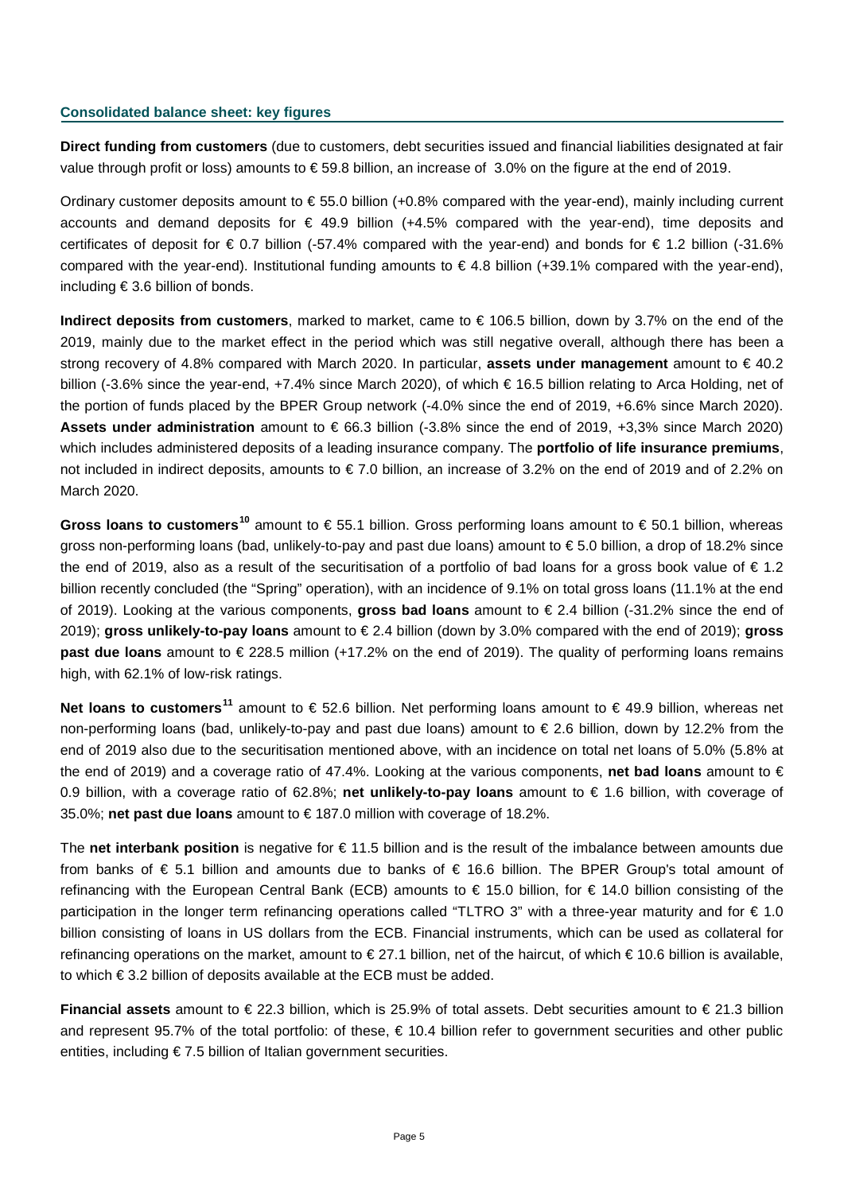### Consolidated balance sheet: key figures

**Direct funding from customers** (due to customers, debt securities issued and financial liabilities designated at fair value through profit or loss) amounts to € 59.8 billion, an increase of 3.0% on the figure at the end of 2019.

Ordinary customer deposits amount to € 55.0 billion (+0.8% compared with the year-end), mainly including current accounts and demand deposits for € 49.9 billion (+4.5% compared with the year-end), time deposits and certificates of deposit for € 0.7 billion (-57.4% compared with the year-end) and bonds for € 1.2 billion (-31.6% compared with the year-end). Institutional funding amounts to € 4.8 billion (+39.1% compared with the year-end), including € 3.6 billion of bonds.

**Indirect deposits from customers**, marked to market, came to € 106.5 billion, down by 3.7% on the end of the 2019, mainly due to the market effect in the period which was still negative overall, although there has been a strong recovery of 4.8% compared with March 2020. In particular, **assets under management** amount to € 40.2 billion (-3.6% since the year-end, +7.4% since March 2020), of which € 16.5 billion relating to Arca Holding, net of the portion of funds placed by the BPER Group network (-4.0% since the end of 2019, +6.6% since March 2020). **Assets under administration** amount to € 66.3 billion (-3.8% since the end of 2019, +3,3% since March 2020) which includes administered deposits of a leading insurance company. The **portfolio of life insurance premiums**, not included in indirect deposits, amounts to € 7.0 billion, an increase of 3.2% on the end of 2019 and of 2.2% on March 2020.

**Gross loans to customers**[10] amount to € 55.1 billion. Gross performing loans amount to € 50.1 billion, whereas gross non-performing loans (bad, unlikely-to-pay and past due loans) amount to € 5.0 billion, a drop of 18.2% since the end of 2019, also as a result of the securitisation of a portfolio of bad loans for a gross book value of € 1.2 billion recently concluded (the "Spring" operation), with an incidence of 9.1% on total gross loans (11.1% at the end of 2019). Looking at the various components, **gross bad loans** amount to € 2.4 billion (-31.2% since the end of 2019); **gross unlikely-to-pay loans** amount to € 2.4 billion (down by 3.0% compared with the end of 2019); **gross past due loans** amount to € 228.5 million (+17.2% on the end of 2019). The quality of performing loans remains high, with 62.1% of low-risk ratings.

**Net loans to customers**[11] amount to € 52.6 billion. Net performing loans amount to € 49.9 billion, whereas net non-performing loans (bad, unlikely-to-pay and past due loans) amount to € 2.6 billion, down by 12.2% from the end of 2019 also due to the securitisation mentioned above, with an incidence on total net loans of 5.0% (5.8% at the end of 2019) and a coverage ratio of 47.4%. Looking at the various components, **net bad loans** amount to € 0.9 billion, with a coverage ratio of 62.8%; **net unlikely-to-pay loans** amount to € 1.6 billion, with coverage of 35.0%; **net past due loans** amount to € 187.0 million with coverage of 18.2%.

The **net interbank position** is negative for € 11.5 billion and is the result of the imbalance between amounts due from banks of € 5.1 billion and amounts due to banks of € 16.6 billion. The BPER Group's total amount of refinancing with the European Central Bank (ECB) amounts to € 15.0 billion, for € 14.0 billion consisting of the participation in the longer term refinancing operations called "TLTRO 3" with a three-year maturity and for € 1.0 billion consisting of loans in US dollars from the ECB. Financial instruments, which can be used as collateral for refinancing operations on the market, amount to € 27.1 billion, net of the haircut, of which € 10.6 billion is available, to which € 3.2 billion of deposits available at the ECB must be added.

**Financial assets** amount to € 22.3 billion, which is 25.9% of total assets. Debt securities amount to € 21.3 billion and represent 95.7% of the total portfolio: of these, € 10.4 billion refer to government securities and other public entities, including € 7.5 billion of Italian government securities.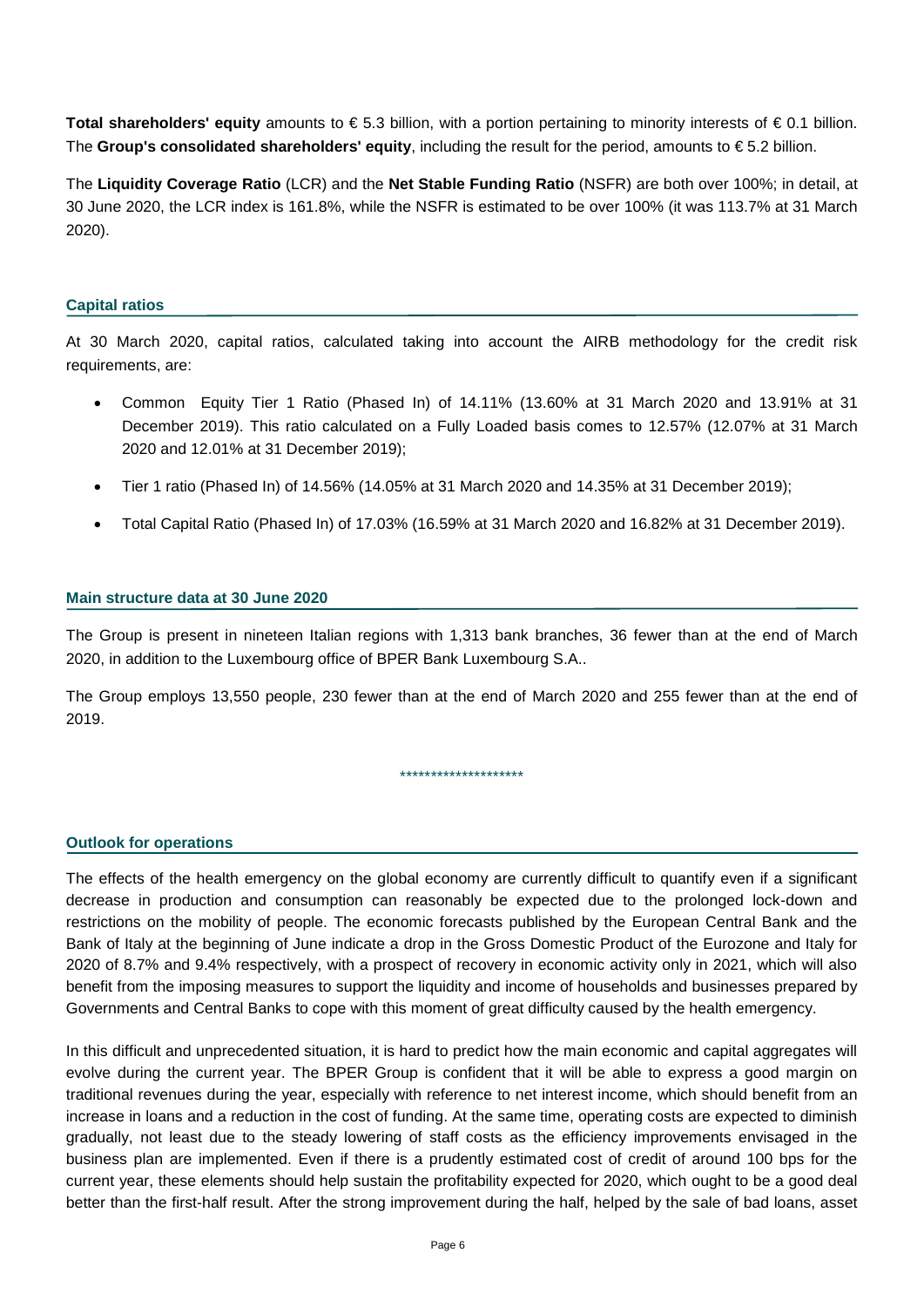**Total shareholders' equity** amounts to € 5.3 billion, with a portion pertaining to minority interests of € 0.1 billion. The **Group's consolidated shareholders' equity**, including the result for the period, amounts to € 5.2 billion.

The **Liquidity Coverage Ratio** (LCR) and the **Net Stable Funding Ratio** (NSFR) are both over 100%; in detail, at 30 June 2020, the LCR index is 161.8%, while the NSFR is estimated to be over 100% (it was 113.7% at 31 March 2020).

## Capital ratios

At 30 March 2020, capital ratios, calculated taking into account the AIRB methodology for the credit risk requirements, are:

- Common Equity Tier 1 Ratio (Phased In) of 14.11% (13.60% at 31 March 2020 and 13.91% at 31 December 2019). This ratio calculated on a Fully Loaded basis comes to 12.57% (12.07% at 31 March 2020 and 12.01% at 31 December 2019);
- Tier 1 ratio (Phased In) of 14.56% (14.05% at 31 March 2020 and 14.35% at 31 December 2019);
- Total Capital Ratio (Phased In) of 17.03% (16.59% at 31 March 2020 and 16.82% at 31 December 2019).

## Main structure data at 30 June 2020

The Group is present in nineteen Italian regions with 1,313 bank branches, 36 fewer than at the end of March 2020, in addition to the Luxembourg office of BPER Bank Luxembourg S.A..

The Group employs 13,550 people, 230 fewer than at the end of March 2020 and 255 fewer than at the end of 2019.

********************

## Outlook for operations

The effects of the health emergency on the global economy are currently difficult to quantify even if a significant decrease in production and consumption can reasonably be expected due to the prolonged lock-down and restrictions on the mobility of people. The economic forecasts published by the European Central Bank and the Bank of Italy at the beginning of June indicate a drop in the Gross Domestic Product of the Eurozone and Italy for 2020 of 8.7% and 9.4% respectively, with a prospect of recovery in economic activity only in 2021, which will also benefit from the imposing measures to support the liquidity and income of households and businesses prepared by Governments and Central Banks to cope with this moment of great difficulty caused by the health emergency.

In this difficult and unprecedented situation, it is hard to predict how the main economic and capital aggregates will evolve during the current year. The BPER Group is confident that it will be able to express a good margin on traditional revenues during the year, especially with reference to net interest income, which should benefit from an increase in loans and a reduction in the cost of funding. At the same time, operating costs are expected to diminish gradually, not least due to the steady lowering of staff costs as the efficiency improvements envisaged in the business plan are implemented. Even if there is a prudently estimated cost of credit of around 100 bps for the current year, these elements should help sustain the profitability expected for 2020, which ought to be a good deal better than the first-half result. After the strong improvement during the half, helped by the sale of bad loans, asset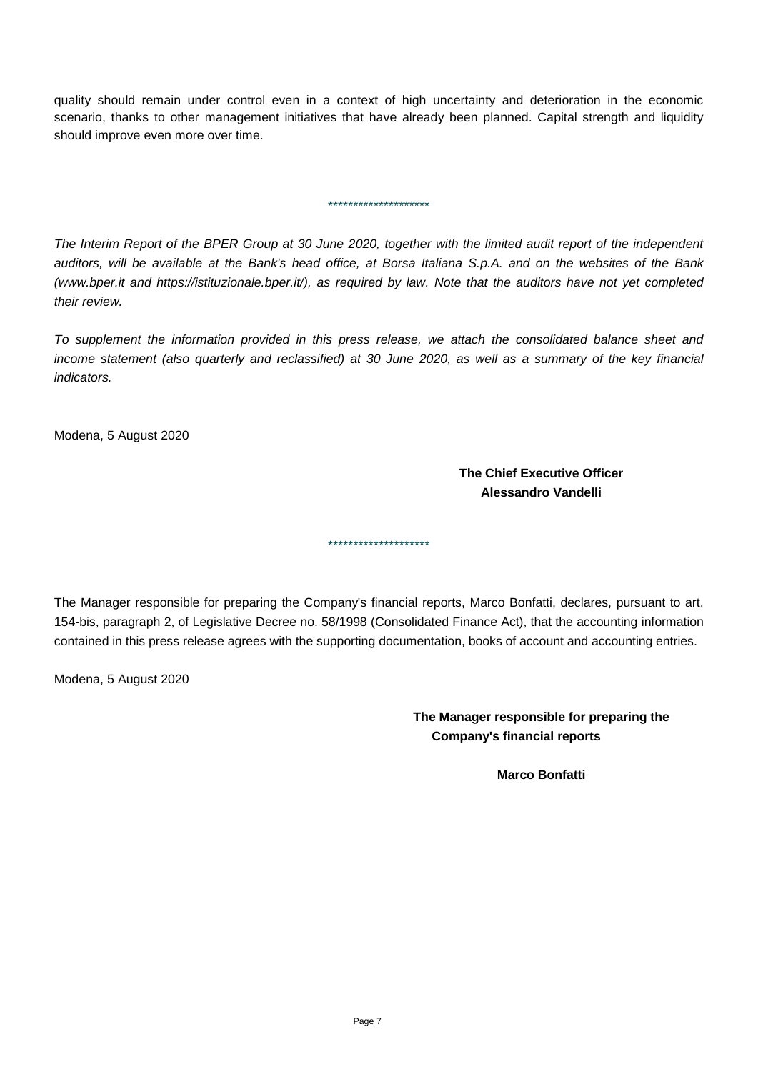quality should remain under control even in a context of high uncertainty and deterioration in the economic scenario, thanks to other management initiatives that have already been planned. Capital strength and liquidity should improve even more over time.

*******************

*The Interim Report of the BPER Group at 30 June 2020, together with the limited audit report of the independent auditors, will be available at the Bank's head office, at Borsa Italiana S.p.A. and on the websites of the Bank (www.bper.it and https://istituzionale.bper.it/), as required by law. Note that the auditors have not yet completed their review.*

*To supplement the information provided in this press release, we attach the consolidated balance sheet and income statement (also quarterly and reclassified) at 30 June 2020, as well as a summary of the key financial indicators.*

Modena, 5 August 2020

**The Chief Executive Officer**
**Alessandro Vandelli**

*******************

The Manager responsible for preparing the Company's financial reports, Marco Bonfatti, declares, pursuant to art. 154-bis, paragraph 2, of Legislative Decree no. 58/1998 (Consolidated Finance Act), that the accounting information contained in this press release agrees with the supporting documentation, books of account and accounting entries.

Modena, 5 August 2020

**The Manager responsible for preparing the Company's financial reports**

**Marco Bonfatti**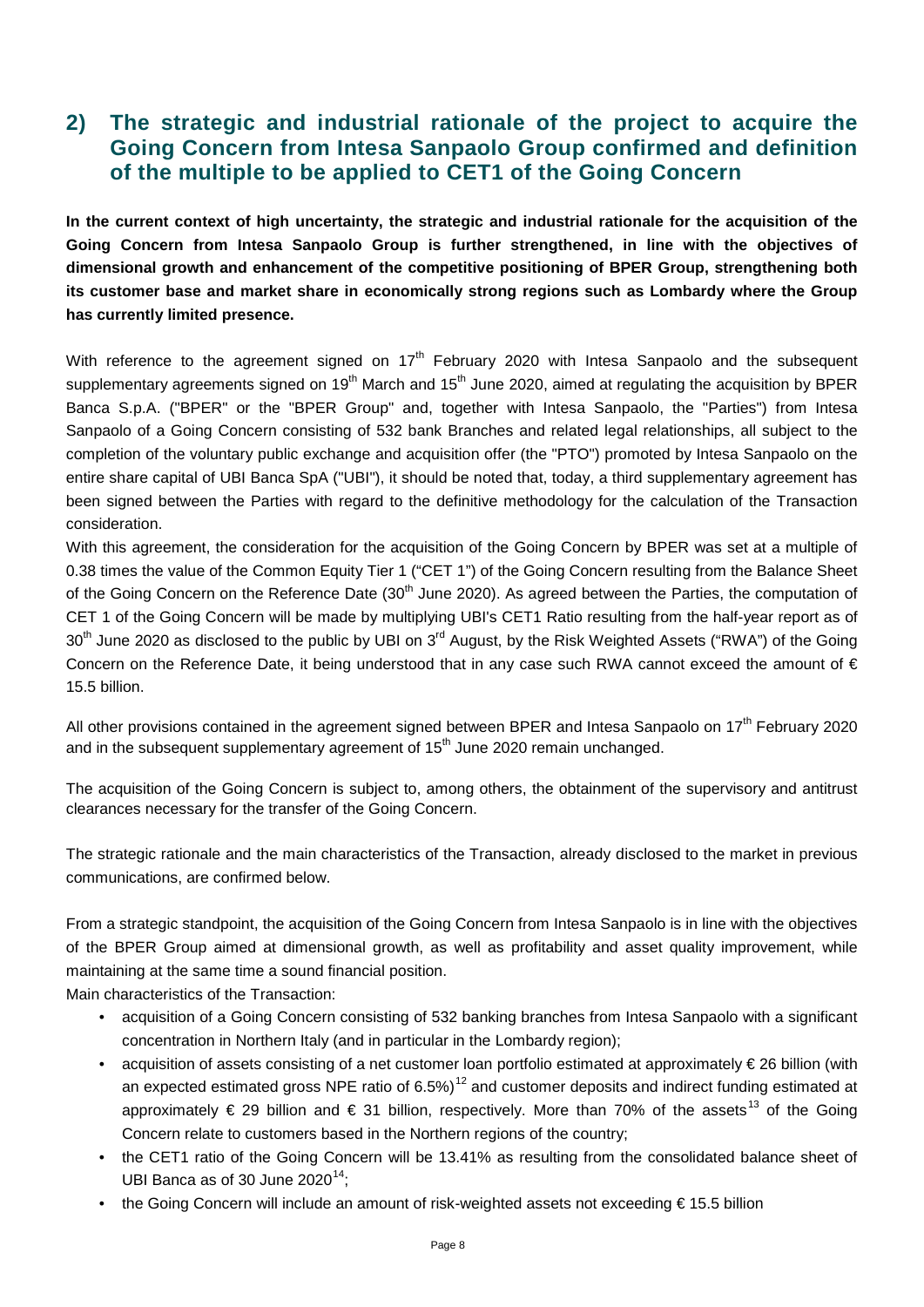## 2) The strategic and industrial rationale of the project to acquire the Going Concern from Intesa Sanpaolo Group confirmed and definition of the multiple to be applied to CET1 of the Going Concern

**In the current context of high uncertainty, the strategic and industrial rationale for the acquisition of the Going Concern from Intesa Sanpaolo Group is further strengthened, in line with the objectives of dimensional growth and enhancement of the competitive positioning of BPER Group, strengthening both its customer base and market share in economically strong regions such as Lombardy where the Group has currently limited presence.**

With reference to the agreement signed on 17th February 2020 with Intesa Sanpaolo and the subsequent supplementary agreements signed on 19th March and 15th June 2020, aimed at regulating the acquisition by BPER Banca S.p.A. ("BPER" or the "BPER Group" and, together with Intesa Sanpaolo, the "Parties") from Intesa Sanpaolo of a Going Concern consisting of 532 bank Branches and related legal relationships, all subject to the completion of the voluntary public exchange and acquisition offer (the "PTO") promoted by Intesa Sanpaolo on the entire share capital of UBI Banca SpA ("UBI"), it should be noted that, today, a third supplementary agreement has been signed between the Parties with regard to the definitive methodology for the calculation of the Transaction consideration.

With this agreement, the consideration for the acquisition of the Going Concern by BPER was set at a multiple of 0.38 times the value of the Common Equity Tier 1 ("CET 1") of the Going Concern resulting from the Balance Sheet of the Going Concern on the Reference Date (30th June 2020). As agreed between the Parties, the computation of CET 1 of the Going Concern will be made by multiplying UBI's CET1 Ratio resulting from the half-year report as of 30th June 2020 as disclosed to the public by UBI on 3rd August, by the Risk Weighted Assets ("RWA") of the Going Concern on the Reference Date, it being understood that in any case such RWA cannot exceed the amount of € 15.5 billion.

All other provisions contained in the agreement signed between BPER and Intesa Sanpaolo on 17th February 2020 and in the subsequent supplementary agreement of 15th June 2020 remain unchanged.

The acquisition of the Going Concern is subject to, among others, the obtainment of the supervisory and antitrust clearances necessary for the transfer of the Going Concern.

The strategic rationale and the main characteristics of the Transaction, already disclosed to the market in previous communications, are confirmed below.

From a strategic standpoint, the acquisition of the Going Concern from Intesa Sanpaolo is in line with the objectives of the BPER Group aimed at dimensional growth, as well as profitability and asset quality improvement, while maintaining at the same time a sound financial position.

Main characteristics of the Transaction:

- acquisition of a Going Concern consisting of 532 banking branches from Intesa Sanpaolo with a significant concentration in Northern Italy (and in particular in the Lombardy region);
- acquisition of assets consisting of a net customer loan portfolio estimated at approximately € 26 billion (with an expected estimated gross NPE ratio of 6.5%)[12] and customer deposits and indirect funding estimated at approximately € 29 billion and € 31 billion, respectively. More than 70% of the assets[13] of the Going Concern relate to customers based in the Northern regions of the country;
- the CET1 ratio of the Going Concern will be 13.41% as resulting from the consolidated balance sheet of UBI Banca as of 30 June 2020[14];
- the Going Concern will include an amount of risk-weighted assets not exceeding € 15.5 billion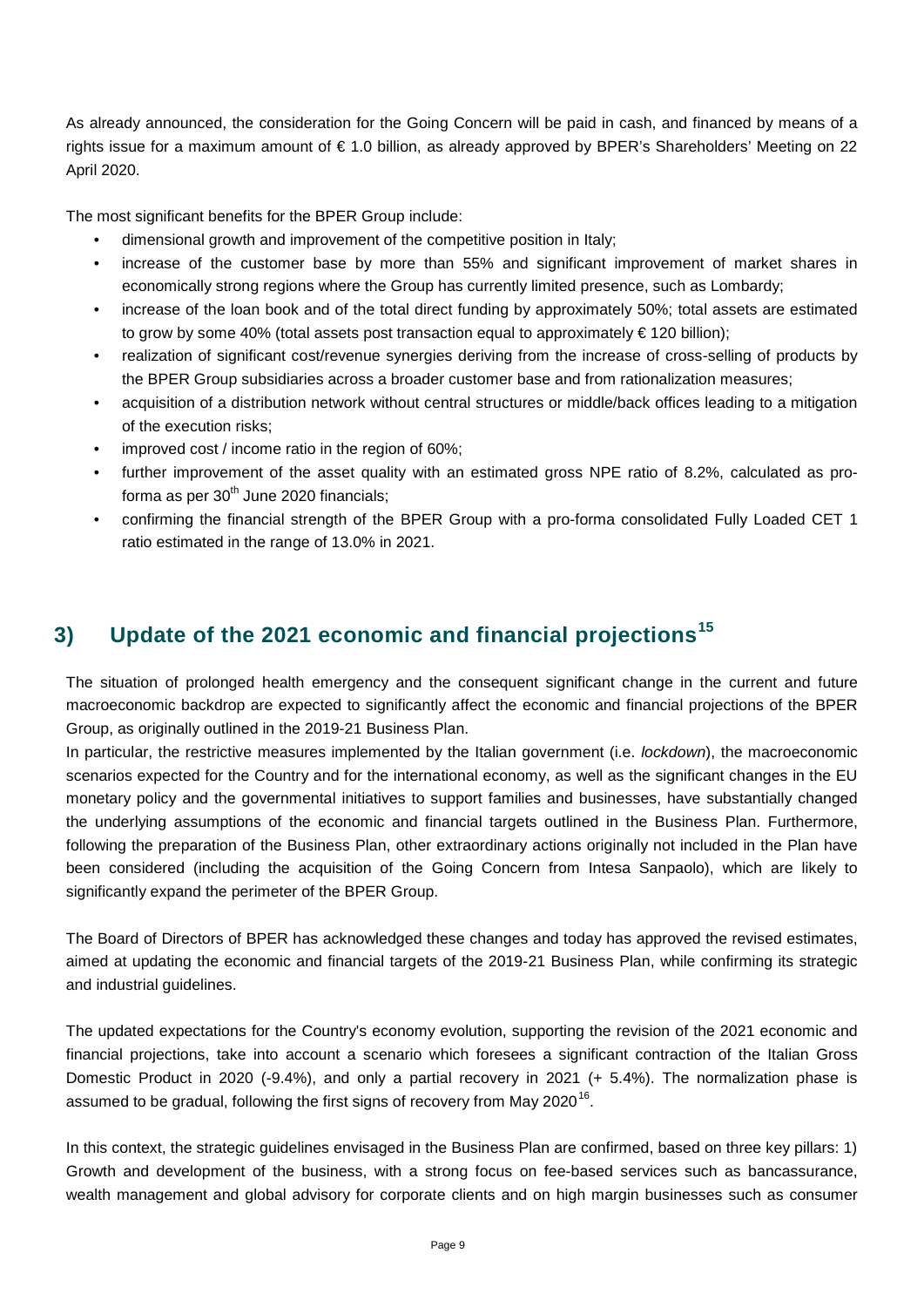As already announced, the consideration for the Going Concern will be paid in cash, and financed by means of a rights issue for a maximum amount of € 1.0 billion, as already approved by BPER's Shareholders' Meeting on 22 April 2020.

The most significant benefits for the BPER Group include:

- dimensional growth and improvement of the competitive position in Italy;
- increase of the customer base by more than 55% and significant improvement of market shares in economically strong regions where the Group has currently limited presence, such as Lombardy;
- increase of the loan book and of the total direct funding by approximately 50%; total assets are estimated to grow by some 40% (total assets post transaction equal to approximately € 120 billion);
- realization of significant cost/revenue synergies deriving from the increase of cross-selling of products by the BPER Group subsidiaries across a broader customer base and from rationalization measures;
- acquisition of a distribution network without central structures or middle/back offices leading to a mitigation of the execution risks;
- improved cost / income ratio in the region of 60%;
- further improvement of the asset quality with an estimated gross NPE ratio of 8.2%, calculated as pro-forma as per 30th June 2020 financials;
- confirming the financial strength of the BPER Group with a pro-forma consolidated Fully Loaded CET 1 ratio estimated in the range of 13.0% in 2021.

## 3) Update of the 2021 economic and financial projections[15]

The situation of prolonged health emergency and the consequent significant change in the current and future macroeconomic backdrop are expected to significantly affect the economic and financial projections of the BPER Group, as originally outlined in the 2019-21 Business Plan.

In particular, the restrictive measures implemented by the Italian government (i.e. *lockdown*), the macroeconomic scenarios expected for the Country and for the international economy, as well as the significant changes in the EU monetary policy and the governmental initiatives to support families and businesses, have substantially changed the underlying assumptions of the economic and financial targets outlined in the Business Plan. Furthermore, following the preparation of the Business Plan, other extraordinary actions originally not included in the Plan have been considered (including the acquisition of the Going Concern from Intesa Sanpaolo), which are likely to significantly expand the perimeter of the BPER Group.

The Board of Directors of BPER has acknowledged these changes and today has approved the revised estimates, aimed at updating the economic and financial targets of the 2019-21 Business Plan, while confirming its strategic and industrial guidelines.

The updated expectations for the Country's economy evolution, supporting the revision of the 2021 economic and financial projections, take into account a scenario which foresees a significant contraction of the Italian Gross Domestic Product in 2020 (-9.4%), and only a partial recovery in 2021 (+ 5.4%). The normalization phase is assumed to be gradual, following the first signs of recovery from May 2020[16].

In this context, the strategic guidelines envisaged in the Business Plan are confirmed, based on three key pillars: 1) Growth and development of the business, with a strong focus on fee-based services such as bancassurance, wealth management and global advisory for corporate clients and on high margin businesses such as consumer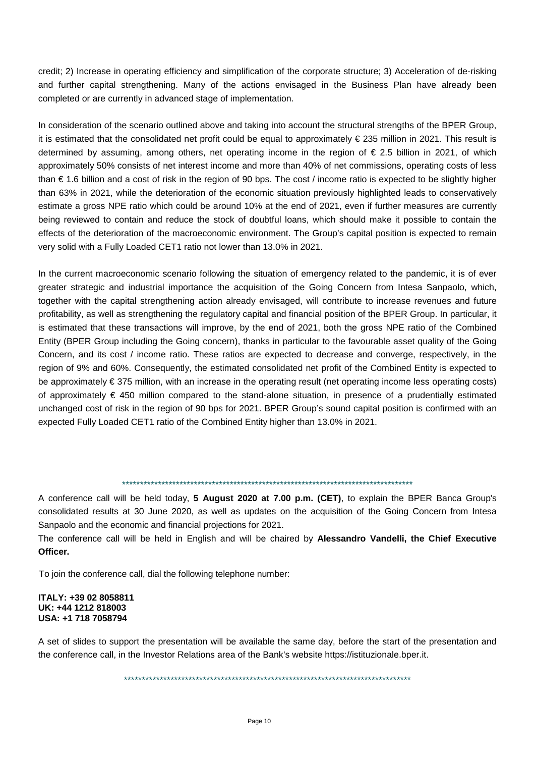credit; 2) Increase in operating efficiency and simplification of the corporate structure; 3) Acceleration of de-risking and further capital strengthening. Many of the actions envisaged in the Business Plan have already been completed or are currently in advanced stage of implementation.

In consideration of the scenario outlined above and taking into account the structural strengths of the BPER Group, it is estimated that the consolidated net profit could be equal to approximately € 235 million in 2021. This result is determined by assuming, among others, net operating income in the region of € 2.5 billion in 2021, of which approximately 50% consists of net interest income and more than 40% of net commissions, operating costs of less than € 1.6 billion and a cost of risk in the region of 90 bps. The cost / income ratio is expected to be slightly higher than 63% in 2021, while the deterioration of the economic situation previously highlighted leads to conservatively estimate a gross NPE ratio which could be around 10% at the end of 2021, even if further measures are currently being reviewed to contain and reduce the stock of doubtful loans, which should make it possible to contain the effects of the deterioration of the macroeconomic environment. The Group's capital position is expected to remain very solid with a Fully Loaded CET1 ratio not lower than 13.0% in 2021.

In the current macroeconomic scenario following the situation of emergency related to the pandemic, it is of ever greater strategic and industrial importance the acquisition of the Going Concern from Intesa Sanpaolo, which, together with the capital strengthening action already envisaged, will contribute to increase revenues and future profitability, as well as strengthening the regulatory capital and financial position of the BPER Group. In particular, it is estimated that these transactions will improve, by the end of 2021, both the gross NPE ratio of the Combined Entity (BPER Group including the Going concern), thanks in particular to the favourable asset quality of the Going Concern, and its cost / income ratio. These ratios are expected to decrease and converge, respectively, in the region of 9% and 60%. Consequently, the estimated consolidated net profit of the Combined Entity is expected to be approximately € 375 million, with an increase in the operating result (net operating income less operating costs) of approximately € 450 million compared to the stand-alone situation, in presence of a prudentially estimated unchanged cost of risk in the region of 90 bps for 2021. BPER Group's sound capital position is confirmed with an expected Fully Loaded CET1 ratio of the Combined Entity higher than 13.0% in 2021.

\*\*\*\*\*\*\*\*\*\*\*\*\*\*\*\*\*\*\*\*\*\*\*\*\*\*\*\*\*\*\*\*\*\*\*\*\*\*\*\*\*\*\*\*\*\*\*\*\*\*\*\*\*\*\*\*\*\*\*\*\*\*\*\*\*\*\*\*\*\*\*\*\*\*\*\*\*\*

A conference call will be held today, **5 August 2020 at 7.00 p.m. (CET)**, to explain the BPER Banca Group's consolidated results at 30 June 2020, as well as updates on the acquisition of the Going Concern from Intesa Sanpaolo and the economic and financial projections for 2021.

The conference call will be held in English and will be chaired by **Alessandro Vandelli, the Chief Executive Officer.**

To join the conference call, dial the following telephone number:

**ITALY: +39 02 8058811**
**UK: +44 1212 818003**
**USA: +1 718 7058794**

A set of slides to support the presentation will be available the same day, before the start of the presentation and the conference call, in the Investor Relations area of the Bank's website https://istituzionale.bper.it.

\*\*\*\*\*\*\*\*\*\*\*\*\*\*\*\*\*\*\*\*\*\*\*\*\*\*\*\*\*\*\*\*\*\*\*\*\*\*\*\*\*\*\*\*\*\*\*\*\*\*\*\*\*\*\*\*\*\*\*\*\*\*\*\*\*\*\*\*\*\*\*\*\*\*\*\*\*\*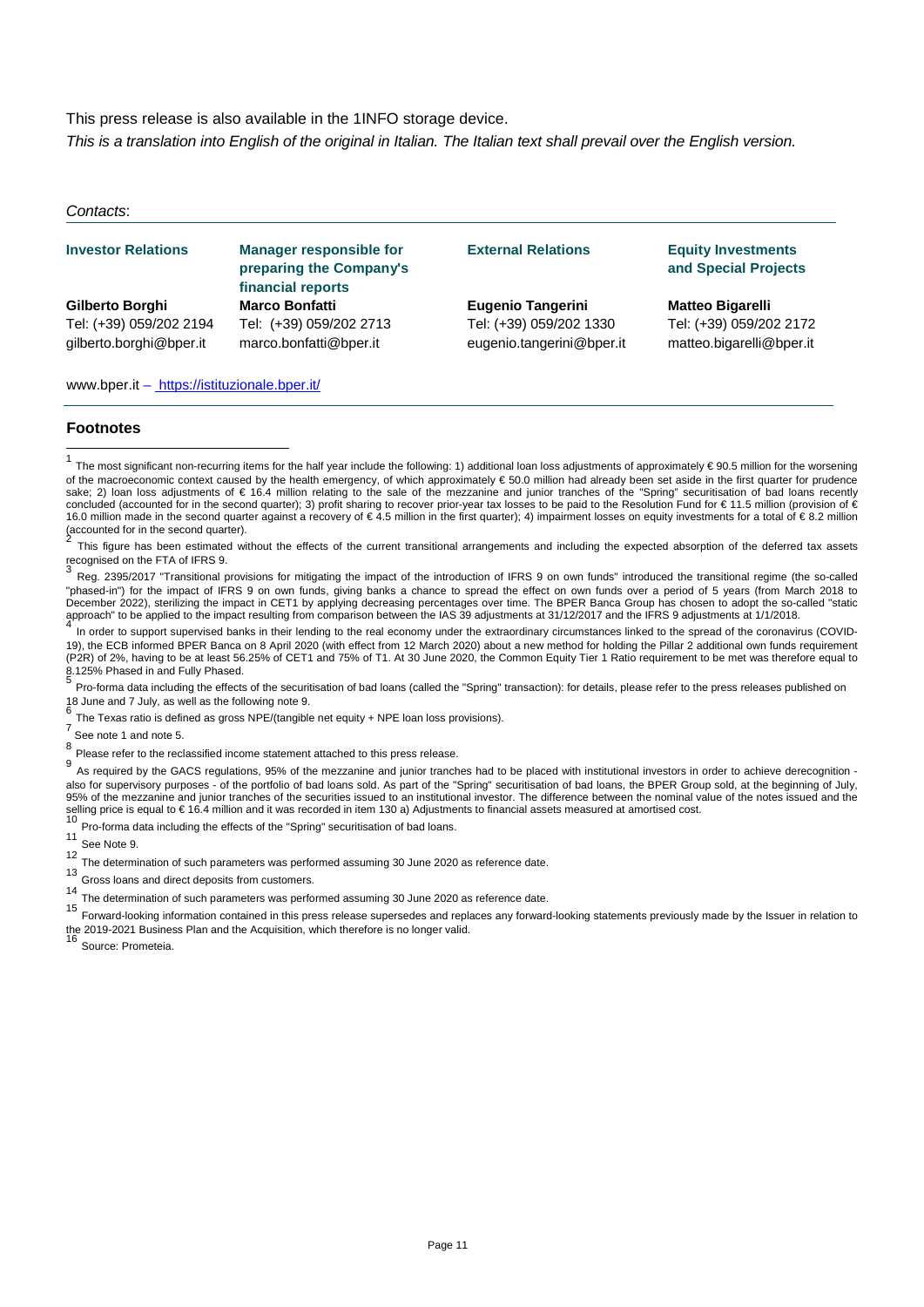This press release is also available in the 1INFO storage device.

*This is a translation into English of the original in Italian. The Italian text shall prevail over the English version.*

*Contacts*:

| Investor Relations | Manager responsible for preparing the Company's financial reports | External Relations | Equity Investments and Special Projects |
|---|---|---|---|
| **Gilberto Borghi** | **Marco Bonfatti** | **Eugenio Tangerini** | **Matteo Bigarelli** |
| Tel: (+39) 059/202 2194 | Tel: (+39) 059/202 2713 | Tel: (+39) 059/202 1330 | Tel: (+39) 059/202 2172 |
| gilberto.borghi@bper.it | marco.bonfatti@bper.it | eugenio.tangerini@bper.it | matteo.bigarelli@bper.it |

www.bper.it – https://istituzionale.bper.it/

## Footnotes

[1] The most significant non-recurring items for the half year include the following: 1) additional loan loss adjustments of approximately € 90.5 million for the worsening of the macroeconomic context caused by the health emergency, of which approximately € 50.0 million had already been set aside in the first quarter for prudence sake; 2) loan loss adjustments of € 16.4 million relating to the sale of the mezzanine and junior tranches of the "Spring" securitisation of bad loans recently concluded (accounted for in the second quarter); 3) profit sharing to recover prior-year tax losses to be paid to the Resolution Fund for € 11.5 million (provision of € 16.0 million made in the second quarter against a recovery of € 4.5 million in the first quarter); 4) impairment losses on equity investments for a total of € 8.2 million (accounted for in the second quarter).

[2] This figure has been estimated without the effects of the current transitional arrangements and including the expected absorption of the deferred tax assets recognised on the FTA of IFRS 9.

[3] Reg. 2395/2017 "Transitional provisions for mitigating the impact of the introduction of IFRS 9 on own funds" introduced the transitional regime (the so-called "phased-in") for the impact of IFRS 9 on own funds, giving banks a chance to spread the effect on own funds over a period of 5 years (from March 2018 to December 2022), sterilizing the impact in CET1 by applying decreasing percentages over time. The BPER Banca Group has chosen to adopt the so-called "static approach" to be applied to the impact resulting from comparison between the IAS 39 adjustments at 31/12/2017 and the IFRS 9 adjustments at 1/1/2018.

[4] In order to support supervised banks in their lending to the real economy under the extraordinary circumstances linked to the spread of the coronavirus (COVID-19), the ECB informed BPER Banca on 8 April 2020 (with effect from 12 March 2020) about a new method for holding the Pillar 2 additional own funds requirement (P2R) of 2%, having to be at least 56.25% of CET1 and 75% of T1. At 30 June 2020, the Common Equity Tier 1 Ratio requirement to be met was therefore equal to 8.125% Phased in and Fully Phased.

[5] Pro-forma data including the effects of the securitisation of bad loans (called the "Spring" transaction): for details, please refer to the press releases published on 18 June and 7 July, as well as the following note 9.

[6] The Texas ratio is defined as gross NPE/(tangible net equity + NPE loan loss provisions).

[7] See note 1 and note 5.

[8] Please refer to the reclassified income statement attached to this press release.

[9] As required by the GACS regulations, 95% of the mezzanine and junior tranches had to be placed with institutional investors in order to achieve derecognition - also for supervisory purposes - of the portfolio of bad loans sold. As part of the "Spring" securitisation of bad loans, the BPER Group sold, at the beginning of July, 95% of the mezzanine and junior tranches of the securities issued to an institutional investor. The difference between the nominal value of the notes issued and the selling price is equal to € 16.4 million and it was recorded in item 130 a) Adjustments to financial assets measured at amortised cost.

[10] Pro-forma data including the effects of the "Spring" securitisation of bad loans.

[11] See Note 9.

[12] The determination of such parameters was performed assuming 30 June 2020 as reference date.

[13] Gross loans and direct deposits from customers.

[14] The determination of such parameters was performed assuming 30 June 2020 as reference date.

[15] Forward-looking information contained in this press release supersedes and replaces any forward-looking statements previously made by the Issuer in relation to the 2019-2021 Business Plan and the Acquisition, which therefore is no longer valid.

[16] Source: Prometeia.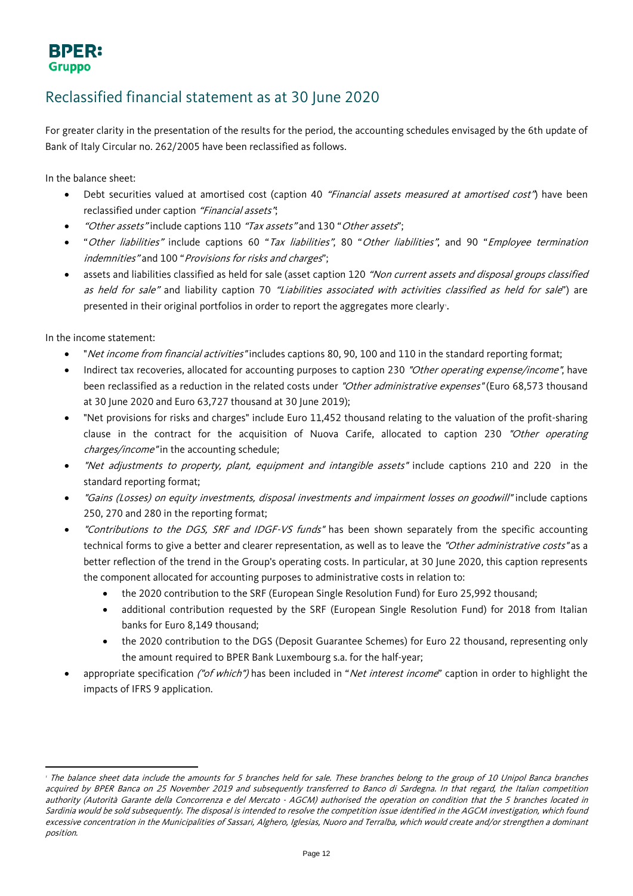# Reclassified financial statement as at 30 June 2020

For greater clarity in the presentation of the results for the period, the accounting schedules envisaged by the 6th update of Bank of Italy Circular no. 262/2005 have been reclassified as follows.

In the balance sheet:

- Debt securities valued at amortised cost (caption 40 *"Financial assets measured at amortised cost"*) have been reclassified under caption *"Financial assets"*;
- *"Other assets"* include captions 110 *"Tax assets"* and 130 "*Other assets*";
- "*Other liabilities*" include captions 60 "*Tax liabilities*", 80 "*Other liabilities*", and 90 "*Employee termination indemnities*" and 100 "*Provisions for risks and charges*";
- assets and liabilities classified as held for sale (asset caption 120 *"Non current assets and disposal groups classified as held for sale"* and liability caption 70 *"Liabilities associated with activities classified as held for sale*") are presented in their original portfolios in order to report the aggregates more clearly[1].

In the income statement:

- "*Net income from financial activities*" includes captions 80, 90, 100 and 110 in the standard reporting format;
- Indirect tax recoveries, allocated for accounting purposes to caption 230 *"Other operating expense/income"*, have been reclassified as a reduction in the related costs under *"Other administrative expenses"* (Euro 68,573 thousand at 30 June 2020 and Euro 63,727 thousand at 30 June 2019);
- "Net provisions for risks and charges" include Euro 11,452 thousand relating to the valuation of the profit-sharing clause in the contract for the acquisition of Nuova Carife, allocated to caption 230 *"Other operating charges/income"* in the accounting schedule;
- *"Net adjustments to property, plant, equipment and intangible assets"* include captions 210 and 220 in the standard reporting format;
- *"Gains (Losses) on equity investments, disposal investments and impairment losses on goodwill"* include captions 250, 270 and 280 in the reporting format;
- *"Contributions to the DGS, SRF and IDGF-VS funds"* has been shown separately from the specific accounting technical forms to give a better and clearer representation, as well as to leave the *"Other administrative costs"* as a better reflection of the trend in the Group's operating costs. In particular, at 30 June 2020, this caption represents the component allocated for accounting purposes to administrative costs in relation to:
  - the 2020 contribution to the SRF (European Single Resolution Fund) for Euro 25,992 thousand;
  - additional contribution requested by the SRF (European Single Resolution Fund) for 2018 from Italian banks for Euro 8,149 thousand;
  - the 2020 contribution to the DGS (Deposit Guarantee Schemes) for Euro 22 thousand, representing only the amount required to BPER Bank Luxembourg s.a. for the half-year;
- appropriate specification *("of which")* has been included in "*Net interest income*" caption in order to highlight the impacts of IFRS 9 application.

---

[1] *The balance sheet data include the amounts for 5 branches held for sale. These branches belong to the group of 10 Unipol Banca branches acquired by BPER Banca on 25 November 2019 and subsequently transferred to Banco di Sardegna. In that regard, the Italian competition authority (Autorità Garante della Concorrenza e del Mercato - AGCM) authorised the operation on condition that the 5 branches located in Sardinia would be sold subsequently. The disposal is intended to resolve the competition issue identified in the AGCM investigation, which found excessive concentration in the Municipalities of Sassari, Alghero, Iglesias, Nuoro and Terralba, which would create and/or strengthen a dominant position.*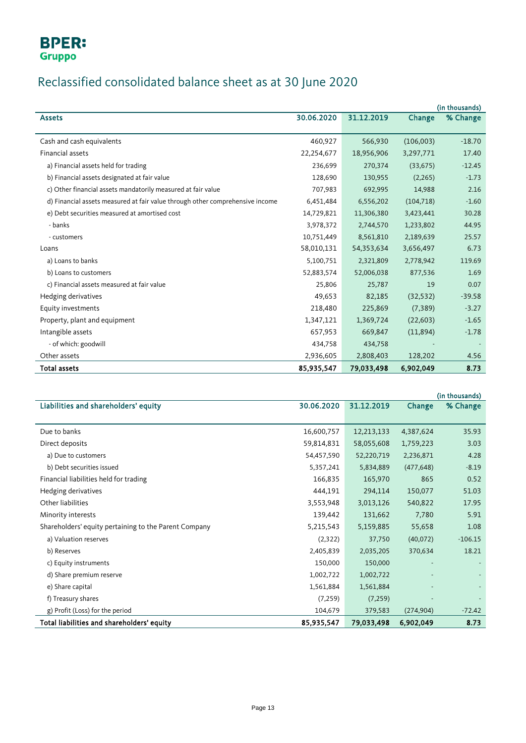**BPER:**
**Gruppo**

# Reclassified consolidated balance sheet as at 30 June 2020

(in thousands)

| Assets | 30.06.2020 | 31.12.2019 | Change | % Change |
|---|---|---|---|---|
| Cash and cash equivalents | 460,927 | 566,930 | (106,003) | -18.70 |
| Financial assets | 22,254,677 | 18,956,906 | 3,297,771 | 17.40 |
| a) Financial assets held for trading | 236,699 | 270,374 | (33,675) | -12.45 |
| b) Financial assets designated at fair value | 128,690 | 130,955 | (2,265) | -1.73 |
| c) Other financial assets mandatorily measured at fair value | 707,983 | 692,995 | 14,988 | 2.16 |
| d) Financial assets measured at fair value through other comprehensive income | 6,451,484 | 6,556,202 | (104,718) | -1.60 |
| e) Debt securities measured at amortised cost | 14,729,821 | 11,306,380 | 3,423,441 | 30.28 |
| - banks | 3,978,372 | 2,744,570 | 1,233,802 | 44.95 |
| - customers | 10,751,449 | 8,561,810 | 2,189,639 | 25.57 |
| Loans | 58,010,131 | 54,353,634 | 3,656,497 | 6.73 |
| a) Loans to banks | 5,100,751 | 2,321,809 | 2,778,942 | 119.69 |
| b) Loans to customers | 52,883,574 | 52,006,038 | 877,536 | 1.69 |
| c) Financial assets measured at fair value | 25,806 | 25,787 | 19 | 0.07 |
| Hedging derivatives | 49,653 | 82,185 | (32,532) | -39.58 |
| Equity investments | 218,480 | 225,869 | (7,389) | -3.27 |
| Property, plant and equipment | 1,347,121 | 1,369,724 | (22,603) | -1.65 |
| Intangible assets | 657,953 | 669,847 | (11,894) | -1.78 |
| - of which: goodwill | 434,758 | 434,758 | - | - |
| Other assets | 2,936,605 | 2,808,403 | 128,202 | 4.56 |
| **Total assets** | **85,935,547** | **79,033,498** | **6,902,049** | **8.73** |

(in thousands)

| Liabilities and shareholders' equity | 30.06.2020 | 31.12.2019 | Change | % Change |
|---|---|---|---|---|
| Due to banks | 16,600,757 | 12,213,133 | 4,387,624 | 35.93 |
| Direct deposits | 59,814,831 | 58,055,608 | 1,759,223 | 3.03 |
| a) Due to customers | 54,457,590 | 52,220,719 | 2,236,871 | 4.28 |
| b) Debt securities issued | 5,357,241 | 5,834,889 | (477,648) | -8.19 |
| Financial liabilities held for trading | 166,835 | 165,970 | 865 | 0.52 |
| Hedging derivatives | 444,191 | 294,114 | 150,077 | 51.03 |
| Other liabilities | 3,553,948 | 3,013,126 | 540,822 | 17.95 |
| Minority interests | 139,442 | 131,662 | 7,780 | 5.91 |
| Shareholders' equity pertaining to the Parent Company | 5,215,543 | 5,159,885 | 55,658 | 1.08 |
| a) Valuation reserves | (2,322) | 37,750 | (40,072) | -106.15 |
| b) Reserves | 2,405,839 | 2,035,205 | 370,634 | 18.21 |
| c) Equity instruments | 150,000 | 150,000 | - | - |
| d) Share premium reserve | 1,002,722 | 1,002,722 | - | - |
| e) Share capital | 1,561,884 | 1,561,884 | - | - |
| f) Treasury shares | (7,259) | (7,259) | - | - |
| g) Profit (Loss) for the period | 104,679 | 379,583 | (274,904) | -72.42 |
| **Total liabilities and shareholders' equity** | **85,935,547** | **79,033,498** | **6,902,049** | **8.73** |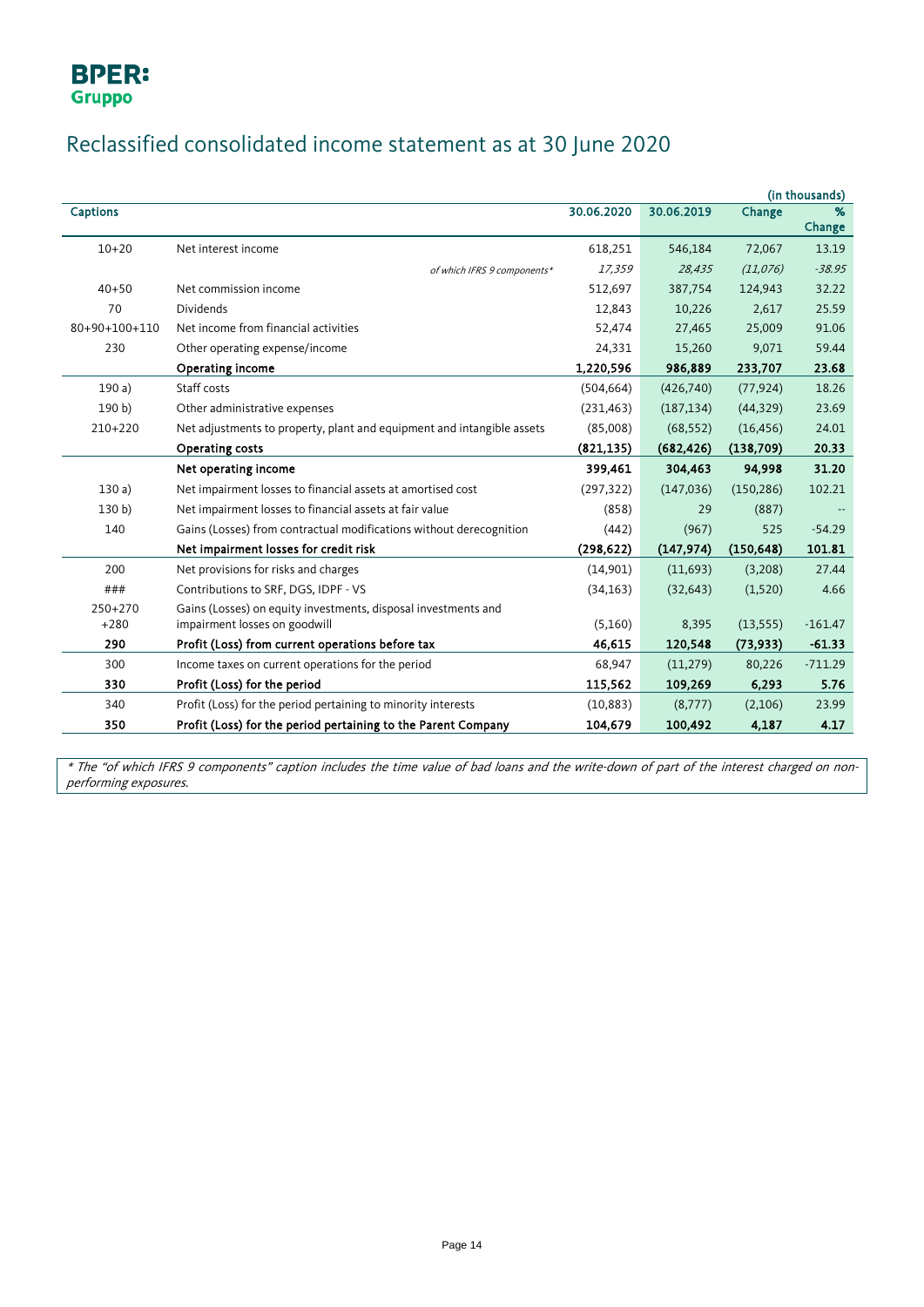**BPER: Gruppo**

# Reclassified consolidated income statement as at 30 June 2020

(in thousands)

| Captions | | 30.06.2020 | 30.06.2019 | Change | % Change |
|---|---|---|---|---|---|
| 10+20 | Net interest income | 618,251 | 546,184 | 72,067 | 13.19 |
| | *of which IFRS 9 components** | *17,359* | *28,435* | *(11,076)* | *-38.95* |
| 40+50 | Net commission income | 512,697 | 387,754 | 124,943 | 32.22 |
| 70 | Dividends | 12,843 | 10,226 | 2,617 | 25.59 |
| 80+90+100+110 | Net income from financial activities | 52,474 | 27,465 | 25,009 | 91.06 |
| 230 | Other operating expense/income | 24,331 | 15,260 | 9,071 | 59.44 |
| | **Operating income** | **1,220,596** | **986,889** | **233,707** | **23.68** |
| 190 a) | Staff costs | (504,664) | (426,740) | (77,924) | 18.26 |
| 190 b) | Other administrative expenses | (231,463) | (187,134) | (44,329) | 23.69 |
| 210+220 | Net adjustments to property, plant and equipment and intangible assets | (85,008) | (68,552) | (16,456) | 24.01 |
| | **Operating costs** | **(821,135)** | **(682,426)** | **(138,709)** | **20.33** |
| | **Net operating income** | **399,461** | **304,463** | **94,998** | **31.20** |
| 130 a) | Net impairment losses to financial assets at amortised cost | (297,322) | (147,036) | (150,286) | 102.21 |
| 130 b) | Net impairment losses to financial assets at fair value | (858) | 29 | (887) | -- |
| 140 | Gains (Losses) from contractual modifications without derecognition | (442) | (967) | 525 | -54.29 |
| | **Net impairment losses for credit risk** | **(298,622)** | **(147,974)** | **(150,648)** | **101.81** |
| 200 | Net provisions for risks and charges | (14,901) | (11,693) | (3,208) | 27.44 |
| ### | Contributions to SRF, DGS, IDPF - VS | (34,163) | (32,643) | (1,520) | 4.66 |
| 250+270 +280 | Gains (Losses) on equity investments, disposal investments and impairment losses on goodwill | (5,160) | 8,395 | (13,555) | -161.47 |
| **290** | **Profit (Loss) from current operations before tax** | **46,615** | **120,548** | **(73,933)** | **-61.33** |
| 300 | Income taxes on current operations for the period | 68,947 | (11,279) | 80,226 | -711.29 |
| **330** | **Profit (Loss) for the period** | **115,562** | **109,269** | **6,293** | **5.76** |
| 340 | Profit (Loss) for the period pertaining to minority interests | (10,883) | (8,777) | (2,106) | 23.99 |
| **350** | **Profit (Loss) for the period pertaining to the Parent Company** | **104,679** | **100,492** | **4,187** | **4.17** |

*\* The "of which IFRS 9 components" caption includes the time value of bad loans and the write-down of part of the interest charged on non-performing exposures.*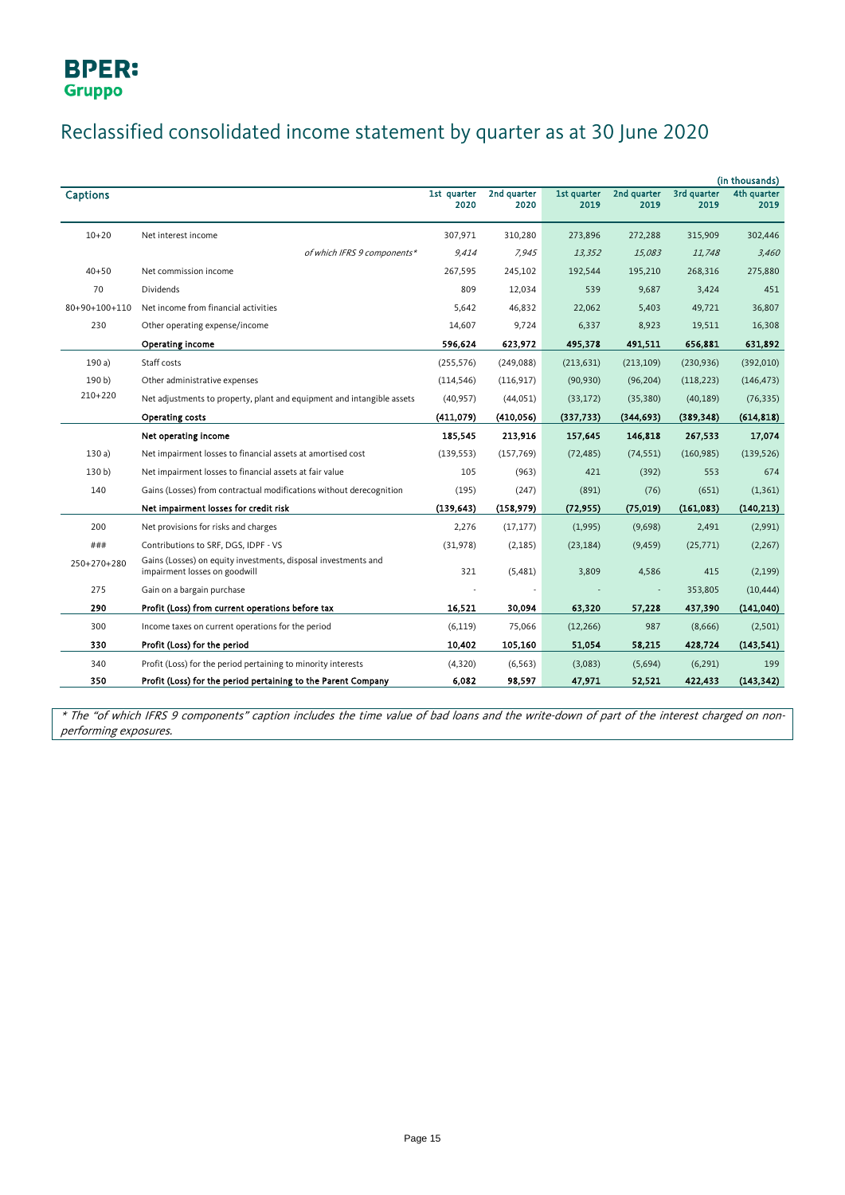**BPER: Gruppo**

# Reclassified consolidated income statement by quarter as at 30 June 2020

(in thousands)

| Captions | | 1st quarter 2020 | 2nd quarter 2020 | 1st quarter 2019 | 2nd quarter 2019 | 3rd quarter 2019 | 4th quarter 2019 |
|---|---|---|---|---|---|---|---|
| 10+20 | Net interest income | 307,971 | 310,280 | 273,896 | 272,288 | 315,909 | 302,446 |
| | *of which IFRS 9 components** | *9,414* | *7,945* | *13,352* | *15,083* | *11,748* | *3,460* |
| 40+50 | Net commission income | 267,595 | 245,102 | 192,544 | 195,210 | 268,316 | 275,880 |
| 70 | Dividends | 809 | 12,034 | 539 | 9,687 | 3,424 | 451 |
| 80+90+100+110 | Net income from financial activities | 5,642 | 46,832 | 22,062 | 5,403 | 49,721 | 36,807 |
| 230 | Other operating expense/income | 14,607 | 9,724 | 6,337 | 8,923 | 19,511 | 16,308 |
| | **Operating income** | **596,624** | **623,972** | **495,378** | **491,511** | **656,881** | **631,892** |
| 190 a) | Staff costs | (255,576) | (249,088) | (213,631) | (213,109) | (230,936) | (392,010) |
| 190 b) | Other administrative expenses | (114,546) | (116,917) | (90,930) | (96,204) | (118,223) | (146,473) |
| 210+220 | Net adjustments to property, plant and equipment and intangible assets | (40,957) | (44,051) | (33,172) | (35,380) | (40,189) | (76,335) |
| | **Operating costs** | **(411,079)** | **(410,056)** | **(337,733)** | **(344,693)** | **(389,348)** | **(614,818)** |
| | **Net operating income** | **185,545** | **213,916** | **157,645** | **146,818** | **267,533** | **17,074** |
| 130 a) | Net impairment losses to financial assets at amortised cost | (139,553) | (157,769) | (72,485) | (74,551) | (160,985) | (139,526) |
| 130 b) | Net impairment losses to financial assets at fair value | 105 | (963) | 421 | (392) | 553 | 674 |
| 140 | Gains (Losses) from contractual modifications without derecognition | (195) | (247) | (891) | (76) | (651) | (1,361) |
| | **Net impairment losses for credit risk** | **(139,643)** | **(158,979)** | **(72,955)** | **(75,019)** | **(161,083)** | **(140,213)** |
| 200 | Net provisions for risks and charges | 2,276 | (17,177) | (1,995) | (9,698) | 2,491 | (2,991) |
| ### | Contributions to SRF, DGS, IDPF - VS | (31,978) | (2,185) | (23,184) | (9,459) | (25,771) | (2,267) |
| 250+270+280 | Gains (Losses) on equity investments, disposal investments and impairment losses on goodwill | 321 | (5,481) | 3,809 | 4,586 | 415 | (2,199) |
| 275 | Gain on a bargain purchase | - | - | - | - | 353,805 | (10,444) |
| **290** | **Profit (Loss) from current operations before tax** | **16,521** | **30,094** | **63,320** | **57,228** | **437,390** | **(141,040)** |
| 300 | Income taxes on current operations for the period | (6,119) | 75,066 | (12,266) | 987 | (8,666) | (2,501) |
| **330** | **Profit (Loss) for the period** | **10,402** | **105,160** | **51,054** | **58,215** | **428,724** | **(143,541)** |
| 340 | Profit (Loss) for the period pertaining to minority interests | (4,320) | (6,563) | (3,083) | (5,694) | (6,291) | 199 |
| **350** | **Profit (Loss) for the period pertaining to the Parent Company** | **6,082** | **98,597** | **47,971** | **52,521** | **422,433** | **(143,342)** |

*\* The "of which IFRS 9 components" caption includes the time value of bad loans and the write-down of part of the interest charged on non-performing exposures.*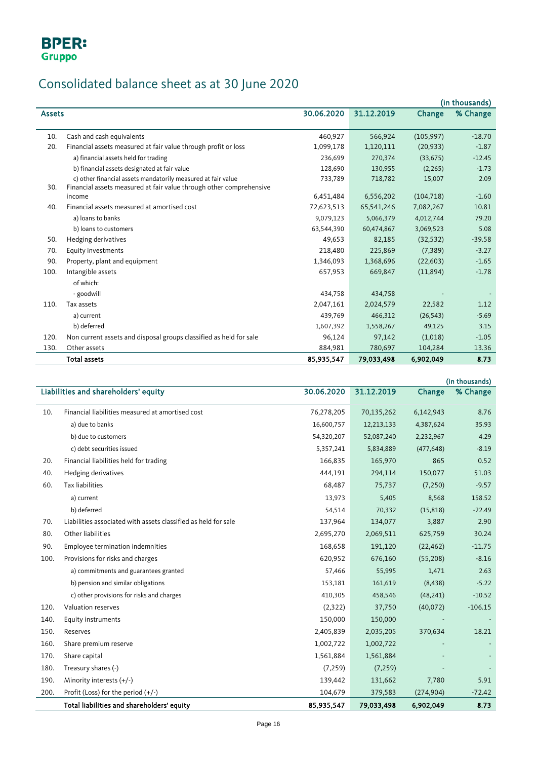BPER: Gruppo

# Consolidated balance sheet as at 30 June 2020

(in thousands)

| | Assets | 30.06.2020 | 31.12.2019 | Change | % Change |
|---|---|---|---|---|---|
| 10. | Cash and cash equivalents | 460,927 | 566,924 | (105,997) | -18.70 |
| 20. | Financial assets measured at fair value through profit or loss | 1,099,178 | 1,120,111 | (20,933) | -1.87 |
| | a) financial assets held for trading | 236,699 | 270,374 | (33,675) | -12.45 |
| | b) financial assets designated at fair value | 128,690 | 130,955 | (2,265) | -1.73 |
| | c) other financial assets mandatorily measured at fair value | 733,789 | 718,782 | 15,007 | 2.09 |
| 30. | Financial assets measured at fair value through other comprehensive income | 6,451,484 | 6,556,202 | (104,718) | -1.60 |
| 40. | Financial assets measured at amortised cost | 72,623,513 | 65,541,246 | 7,082,267 | 10.81 |
| | a) loans to banks | 9,079,123 | 5,066,379 | 4,012,744 | 79.20 |
| | b) loans to customers | 63,544,390 | 60,474,867 | 3,069,523 | 5.08 |
| 50. | Hedging derivatives | 49,653 | 82,185 | (32,532) | -39.58 |
| 70. | Equity investments | 218,480 | 225,869 | (7,389) | -3.27 |
| 90. | Property, plant and equipment | 1,346,093 | 1,368,696 | (22,603) | -1.65 |
| 100. | Intangible assets | 657,953 | 669,847 | (11,894) | -1.78 |
| | of which: | | | | |
| | - goodwill | 434,758 | 434,758 | - | - |
| 110. | Tax assets | 2,047,161 | 2,024,579 | 22,582 | 1.12 |
| | a) current | 439,769 | 466,312 | (26,543) | -5.69 |
| | b) deferred | 1,607,392 | 1,558,267 | 49,125 | 3.15 |
| 120. | Non current assets and disposal groups classified as held for sale | 96,124 | 97,142 | (1,018) | -1.05 |
| 130. | Other assets | 884,981 | 780,697 | 104,284 | 13.36 |
| | **Total assets** | **85,935,547** | **79,033,498** | **6,902,049** | **8.73** |

(in thousands)

| | Liabilities and shareholders' equity | 30.06.2020 | 31.12.2019 | Change | % Change |
|---|---|---|---|---|---|
| 10. | Financial liabilities measured at amortised cost | 76,278,205 | 70,135,262 | 6,142,943 | 8.76 |
| | a) due to banks | 16,600,757 | 12,213,133 | 4,387,624 | 35.93 |
| | b) due to customers | 54,320,207 | 52,087,240 | 2,232,967 | 4.29 |
| | c) debt securities issued | 5,357,241 | 5,834,889 | (477,648) | -8.19 |
| 20. | Financial liabilities held for trading | 166,835 | 165,970 | 865 | 0.52 |
| 40. | Hedging derivatives | 444,191 | 294,114 | 150,077 | 51.03 |
| 60. | Tax liabilities | 68,487 | 75,737 | (7,250) | -9.57 |
| | a) current | 13,973 | 5,405 | 8,568 | 158.52 |
| | b) deferred | 54,514 | 70,332 | (15,818) | -22.49 |
| 70. | Liabilities associated with assets classified as held for sale | 137,964 | 134,077 | 3,887 | 2.90 |
| 80. | Other liabilities | 2,695,270 | 2,069,511 | 625,759 | 30.24 |
| 90. | Employee termination indemnities | 168,658 | 191,120 | (22,462) | -11.75 |
| 100. | Provisions for risks and charges | 620,952 | 676,160 | (55,208) | -8.16 |
| | a) commitments and guarantees granted | 57,466 | 55,995 | 1,471 | 2.63 |
| | b) pension and similar obligations | 153,181 | 161,619 | (8,438) | -5.22 |
| | c) other provisions for risks and charges | 410,305 | 458,546 | (48,241) | -10.52 |
| 120. | Valuation reserves | (2,322) | 37,750 | (40,072) | -106.15 |
| 140. | Equity instruments | 150,000 | 150,000 | - | - |
| 150. | Reserves | 2,405,839 | 2,035,205 | 370,634 | 18.21 |
| 160. | Share premium reserve | 1,002,722 | 1,002,722 | - | - |
| 170. | Share capital | 1,561,884 | 1,561,884 | - | - |
| 180. | Treasury shares (-) | (7,259) | (7,259) | - | - |
| 190. | Minority interests (+/-) | 139,442 | 131,662 | 7,780 | 5.91 |
| 200. | Profit (Loss) for the period (+/-) | 104,679 | 379,583 | (274,904) | -72.42 |
| | **Total liabilities and shareholders' equity** | **85,935,547** | **79,033,498** | **6,902,049** | **8.73** |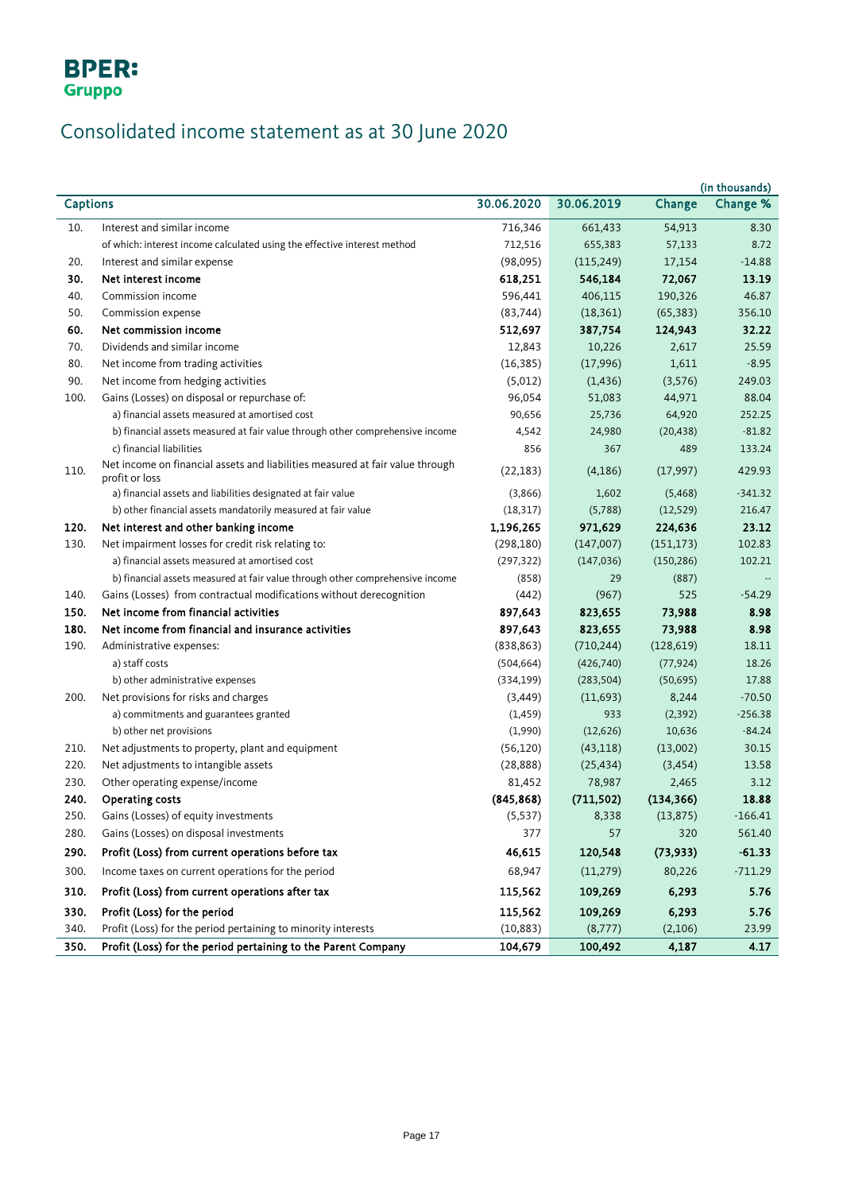**BPER:**
**Gruppo**

# Consolidated income statement as at 30 June 2020

(in thousands)

| | Captions | 30.06.2020 | 30.06.2019 | Change | Change % |
|---|---|---|---|---|---|
| 10. | Interest and similar income | 716,346 | 661,433 | 54,913 | 8.30 |
| | of which: interest income calculated using the effective interest method | 712,516 | 655,383 | 57,133 | 8.72 |
| 20. | Interest and similar expense | (98,095) | (115,249) | 17,154 | -14.88 |
| **30.** | **Net interest income** | **618,251** | **546,184** | **72,067** | **13.19** |
| 40. | Commission income | 596,441 | 406,115 | 190,326 | 46.87 |
| 50. | Commission expense | (83,744) | (18,361) | (65,383) | 356.10 |
| **60.** | **Net commission income** | **512,697** | **387,754** | **124,943** | **32.22** |
| 70. | Dividends and similar income | 12,843 | 10,226 | 2,617 | 25.59 |
| 80. | Net income from trading activities | (16,385) | (17,996) | 1,611 | -8.95 |
| 90. | Net income from hedging activities | (5,012) | (1,436) | (3,576) | 249.03 |
| 100. | Gains (Losses) on disposal or repurchase of: | 96,054 | 51,083 | 44,971 | 88.04 |
| | a) financial assets measured at amortised cost | 90,656 | 25,736 | 64,920 | 252.25 |
| | b) financial assets measured at fair value through other comprehensive income | 4,542 | 24,980 | (20,438) | -81.82 |
| | c) financial liabilities | 856 | 367 | 489 | 133.24 |
| 110. | Net income on financial assets and liabilities measured at fair value through profit or loss | (22,183) | (4,186) | (17,997) | 429.93 |
| | a) financial assets and liabilities designated at fair value | (3,866) | 1,602 | (5,468) | -341.32 |
| | b) other financial assets mandatorily measured at fair value | (18,317) | (5,788) | (12,529) | 216.47 |
| **120.** | **Net interest and other banking income** | **1,196,265** | **971,629** | **224,636** | **23.12** |
| 130. | Net impairment losses for credit risk relating to: | (298,180) | (147,007) | (151,173) | 102.83 |
| | a) financial assets measured at amortised cost | (297,322) | (147,036) | (150,286) | 102.21 |
| | b) financial assets measured at fair value through other comprehensive income | (858) | 29 | (887) | -- |
| 140. | Gains (Losses) from contractual modifications without derecognition | (442) | (967) | 525 | -54.29 |
| **150.** | **Net income from financial activities** | **897,643** | **823,655** | **73,988** | **8.98** |
| **180.** | **Net income from financial and insurance activities** | **897,643** | **823,655** | **73,988** | **8.98** |
| 190. | Administrative expenses: | (838,863) | (710,244) | (128,619) | 18.11 |
| | a) staff costs | (504,664) | (426,740) | (77,924) | 18.26 |
| | b) other administrative expenses | (334,199) | (283,504) | (50,695) | 17.88 |
| 200. | Net provisions for risks and charges | (3,449) | (11,693) | 8,244 | -70.50 |
| | a) commitments and guarantees granted | (1,459) | 933 | (2,392) | -256.38 |
| | b) other net provisions | (1,990) | (12,626) | 10,636 | -84.24 |
| 210. | Net adjustments to property, plant and equipment | (56,120) | (43,118) | (13,002) | 30.15 |
| 220. | Net adjustments to intangible assets | (28,888) | (25,434) | (3,454) | 13.58 |
| 230. | Other operating expense/income | 81,452 | 78,987 | 2,465 | 3.12 |
| **240.** | **Operating costs** | **(845,868)** | **(711,502)** | **(134,366)** | **18.88** |
| 250. | Gains (Losses) of equity investments | (5,537) | 8,338 | (13,875) | -166.41 |
| 280. | Gains (Losses) on disposal investments | 377 | 57 | 320 | 561.40 |
| **290.** | **Profit (Loss) from current operations before tax** | **46,615** | **120,548** | **(73,933)** | **-61.33** |
| 300. | Income taxes on current operations for the period | 68,947 | (11,279) | 80,226 | -711.29 |
| **310.** | **Profit (Loss) from current operations after tax** | **115,562** | **109,269** | **6,293** | **5.76** |
| **330.** | **Profit (Loss) for the period** | **115,562** | **109,269** | **6,293** | **5.76** |
| 340. | Profit (Loss) for the period pertaining to minority interests | (10,883) | (8,777) | (2,106) | 23.99 |
| **350.** | **Profit (Loss) for the period pertaining to the Parent Company** | **104,679** | **100,492** | **4,187** | **4.17** |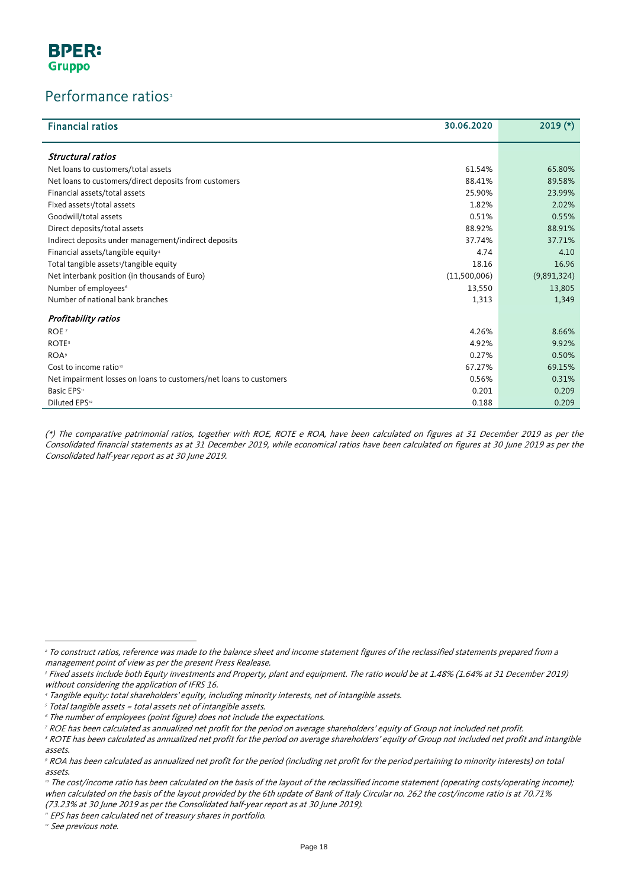**BPER: Gruppo**

# Performance ratios[2]

| Financial ratios | 30.06.2020 | 2019 (*) |
|---|---|---|
| ***Structural ratios*** | | |
| Net loans to customers/total assets | 61.54% | 65.80% |
| Net loans to customers/direct deposits from customers | 88.41% | 89.58% |
| Financial assets/total assets | 25.90% | 23.99% |
| Fixed assets[3]/total assets | 1.82% | 2.02% |
| Goodwill/total assets | 0.51% | 0.55% |
| Direct deposits/total assets | 88.92% | 88.91% |
| Indirect deposits under management/indirect deposits | 37.74% | 37.71% |
| Financial assets/tangible equity[4] | 4.74 | 4.10 |
| Total tangible assets[5]/tangible equity | 18.16 | 16.96 |
| Net interbank position (in thousands of Euro) | (11,500,006) | (9,891,324) |
| Number of employees[6] | 13,550 | 13,805 |
| Number of national bank branches | 1,313 | 1,349 |
| ***Profitability ratios*** | | |
| ROE[7] | 4.26% | 8.66% |
| ROTE[8] | 4.92% | 9.92% |
| ROA[9] | 0.27% | 0.50% |
| Cost to income ratio[10] | 67.27% | 69.15% |
| Net impairment losses on loans to customers/net loans to customers | 0.56% | 0.31% |
| Basic EPS[11] | 0.201 | 0.209 |
| Diluted EPS[12] | 0.188 | 0.209 |

*(\*) The comparative patrimonial ratios, together with ROE, ROTE e ROA, have been calculated on figures at 31 December 2019 as per the Consolidated financial statements as at 31 December 2019, while economical ratios have been calculated on figures at 30 June 2019 as per the Consolidated half-year report as at 30 June 2019.*

---

[2] *To construct ratios, reference was made to the balance sheet and income statement figures of the reclassified statements prepared from a management point of view as per the present Press Realease.*

[3] *Fixed assets include both Equity investments and Property, plant and equipment. The ratio would be at 1.48% (1.64% at 31 December 2019) without considering the application of IFRS 16.*

[4] *Tangible equity: total shareholders' equity, including minority interests, net of intangible assets.*

[5] *Total tangible assets = total assets net of intangible assets.*

[6] *The number of employees (point figure) does not include the expectations.*

[7] *ROE has been calculated as annualized net profit for the period on average shareholders' equity of Group not included net profit.*

[8] *ROTE has been calculated as annualized net profit for the period on average shareholders' equity of Group not included net profit and intangible assets.*

[9] *ROA has been calculated as annualized net profit for the period (including net profit for the period pertaining to minority interests) on total assets.*

[10] *The cost/income ratio has been calculated on the basis of the layout of the reclassified income statement (operating costs/operating income); when calculated on the basis of the layout provided by the 6th update of Bank of Italy Circular no. 262 the cost/income ratio is at 70.71% (73.23% at 30 June 2019 as per the Consolidated half-year report as at 30 June 2019).*

[11] *EPS has been calculated net of treasury shares in portfolio.*

[12] *See previous note.*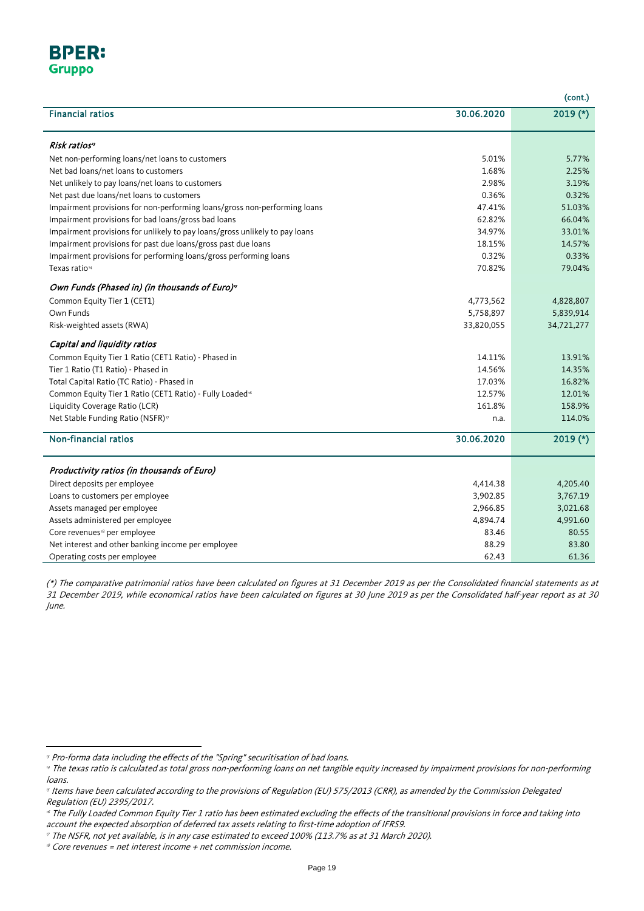(cont.)

| Financial ratios | 30.06.2020 | 2019 (*) |
|---|---|---|
| *Risk ratios*[13] | | |
| Net non-performing loans/net loans to customers | 5.01% | 5.77% |
| Net bad loans/net loans to customers | 1.68% | 2.25% |
| Net unlikely to pay loans/net loans to customers | 2.98% | 3.19% |
| Net past due loans/net loans to customers | 0.36% | 0.32% |
| Impairment provisions for non-performing loans/gross non-performing loans | 47.41% | 51.03% |
| Impairment provisions for bad loans/gross bad loans | 62.82% | 66.04% |
| Impairment provisions for unlikely to pay loans/gross unlikely to pay loans | 34.97% | 33.01% |
| Impairment provisions for past due loans/gross past due loans | 18.15% | 14.57% |
| Impairment provisions for performing loans/gross performing loans | 0.32% | 0.33% |
| Texas ratio[14] | 70.82% | 79.04% |
| *Own Funds (Phased in) (in thousands of Euro)*[15] | | |
| Common Equity Tier 1 (CET1) | 4,773,562 | 4,828,807 |
| Own Funds | 5,758,897 | 5,839,914 |
| Risk-weighted assets (RWA) | 33,820,055 | 34,721,277 |
| *Capital and liquidity ratios* | | |
| Common Equity Tier 1 Ratio (CET1 Ratio) - Phased in | 14.11% | 13.91% |
| Tier 1 Ratio (T1 Ratio) - Phased in | 14.56% | 14.35% |
| Total Capital Ratio (TC Ratio) - Phased in | 17.03% | 16.82% |
| Common Equity Tier 1 Ratio (CET1 Ratio) - Fully Loaded[16] | 12.57% | 12.01% |
| Liquidity Coverage Ratio (LCR) | 161.8% | 158.9% |
| Net Stable Funding Ratio (NSFR)[17] | n.a. | 114.0% |

| Non-financial ratios | 30.06.2020 | 2019 (*) |
|---|---|---|
| *Productivity ratios (in thousands of Euro)* | | |
| Direct deposits per employee | 4,414.38 | 4,205.40 |
| Loans to customers per employee | 3,902.85 | 3,767.19 |
| Assets managed per employee | 2,966.85 | 3,021.68 |
| Assets administered per employee | 4,894.74 | 4,991.60 |
| Core revenues[18] per employee | 83.46 | 80.55 |
| Net interest and other banking income per employee | 88.29 | 83.80 |
| Operating costs per employee | 62.43 | 61.36 |

*(\*) The comparative patrimonial ratios have been calculated on figures at 31 December 2019 as per the Consolidated financial statements as at 31 December 2019, while economical ratios have been calculated on figures at 30 June 2019 as per the Consolidated half-year report as at 30 June.*

---

[13] *Pro-forma data including the effects of the "Spring" securitisation of bad loans.*

[14] *The texas ratio is calculated as total gross non-performing loans on net tangible equity increased by impairment provisions for non-performing loans.*

[15] *Items have been calculated according to the provisions of Regulation (EU) 575/2013 (CRR), as amended by the Commission Delegated Regulation (EU) 2395/2017.*

[16] *The Fully Loaded Common Equity Tier 1 ratio has been estimated excluding the effects of the transitional provisions in force and taking into account the expected absorption of deferred tax assets relating to first-time adoption of IFRS9.*

[17] *The NSFR, not yet available, is in any case estimated to exceed 100% (113.7% as at 31 March 2020).*

[18] *Core revenues = net interest income + net commission income.*